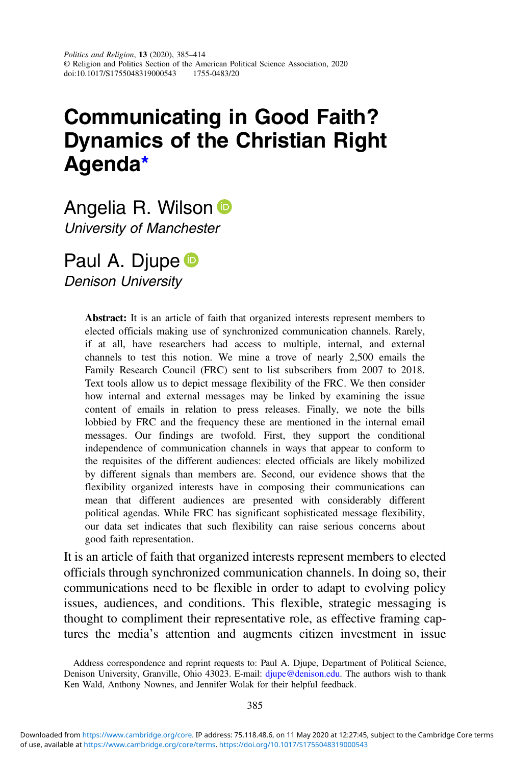# Communicating in Good Faith? Dynamics of the Christian Right Agenda*

Angelia R. Wilson
*University of Manchester*

Paul A. Djupe
*Denison University*

> **Abstract:** It is an article of faith that organized interests represent members to elected officials making use of synchronized communication channels. Rarely, if at all, have researchers had access to multiple, internal, and external channels to test this notion. We mine a trove of nearly 2,500 emails the Family Research Council (FRC) sent to list subscribers from 2007 to 2018. Text tools allow us to depict message flexibility of the FRC. We then consider how internal and external messages may be linked by examining the issue content of emails in relation to press releases. Finally, we note the bills lobbied by FRC and the frequency these are mentioned in the internal email messages. Our findings are twofold. First, they support the conditional independence of communication channels in ways that appear to conform to the requisites of the different audiences: elected officials are likely mobilized by different signals than members are. Second, our evidence shows that the flexibility organized interests have in composing their communications can mean that different audiences are presented with considerably different political agendas. While FRC has significant sophisticated message flexibility, our data set indicates that such flexibility can raise serious concerns about good faith representation.

It is an article of faith that organized interests represent members to elected officials through synchronized communication channels. In doing so, their communications need to be flexible in order to adapt to evolving policy issues, audiences, and conditions. This flexible, strategic messaging is thought to compliment their representative role, as effective framing captures the media's attention and augments citizen investment in issue

Address correspondence and reprint requests to: Paul A. Djupe, Department of Political Science, Denison University, Granville, Ohio 43023. E-mail: djupe@denison.edu. The authors wish to thank Ken Wald, Anthony Nownes, and Jennifer Wolak for their helpful feedback.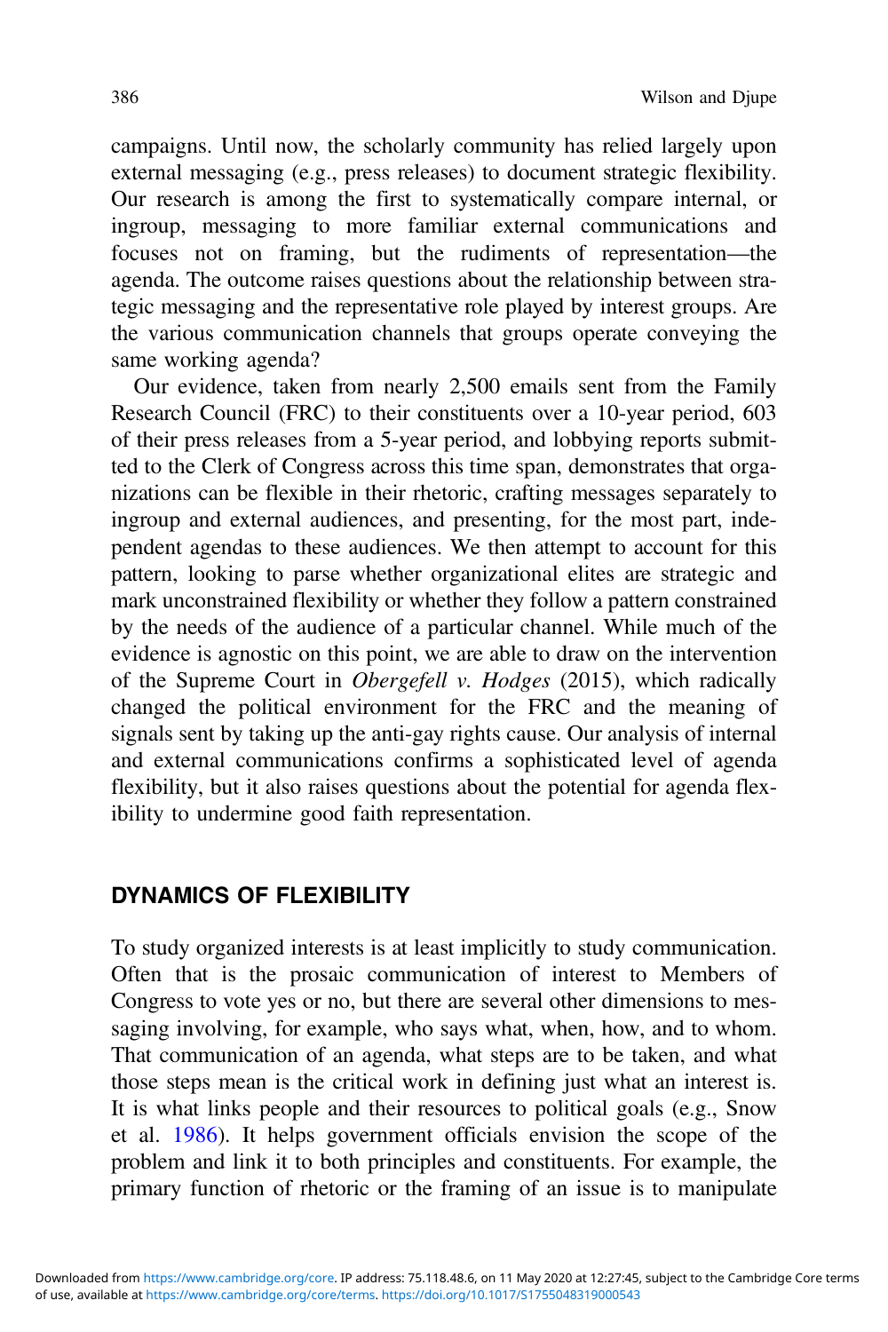campaigns. Until now, the scholarly community has relied largely upon external messaging (e.g., press releases) to document strategic flexibility. Our research is among the first to systematically compare internal, or ingroup, messaging to more familiar external communications and focuses not on framing, but the rudiments of representation—the agenda. The outcome raises questions about the relationship between strategic messaging and the representative role played by interest groups. Are the various communication channels that groups operate conveying the same working agenda?

Our evidence, taken from nearly 2,500 emails sent from the Family Research Council (FRC) to their constituents over a 10-year period, 603 of their press releases from a 5-year period, and lobbying reports submitted to the Clerk of Congress across this time span, demonstrates that organizations can be flexible in their rhetoric, crafting messages separately to ingroup and external audiences, and presenting, for the most part, independent agendas to these audiences. We then attempt to account for this pattern, looking to parse whether organizational elites are strategic and mark unconstrained flexibility or whether they follow a pattern constrained by the needs of the audience of a particular channel. While much of the evidence is agnostic on this point, we are able to draw on the intervention of the Supreme Court in *Obergefell v. Hodges* (2015), which radically changed the political environment for the FRC and the meaning of signals sent by taking up the anti-gay rights cause. Our analysis of internal and external communications confirms a sophisticated level of agenda flexibility, but it also raises questions about the potential for agenda flexibility to undermine good faith representation.

## DYNAMICS OF FLEXIBILITY

To study organized interests is at least implicitly to study communication. Often that is the prosaic communication of interest to Members of Congress to vote yes or no, but there are several other dimensions to messaging involving, for example, who says what, when, how, and to whom. That communication of an agenda, what steps are to be taken, and what those steps mean is the critical work in defining just what an interest is. It is what links people and their resources to political goals (e.g., Snow et al. 1986). It helps government officials envision the scope of the problem and link it to both principles and constituents. For example, the primary function of rhetoric or the framing of an issue is to manipulate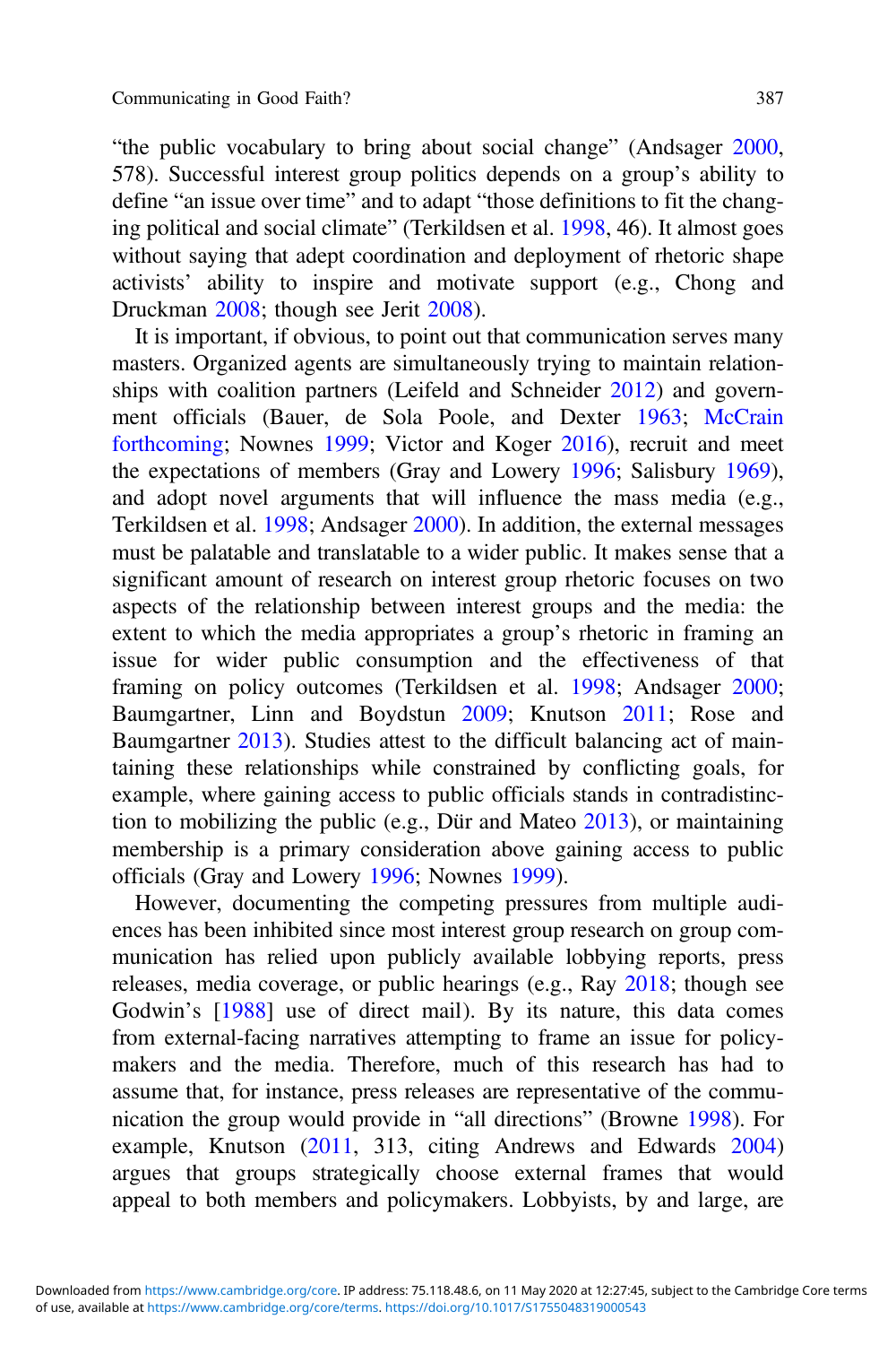"the public vocabulary to bring about social change" (Andsager 2000, 578). Successful interest group politics depends on a group's ability to define "an issue over time" and to adapt "those definitions to fit the changing political and social climate" (Terkildsen et al. 1998, 46). It almost goes without saying that adept coordination and deployment of rhetoric shape activists' ability to inspire and motivate support (e.g., Chong and Druckman 2008; though see Jerit 2008).

It is important, if obvious, to point out that communication serves many masters. Organized agents are simultaneously trying to maintain relationships with coalition partners (Leifeld and Schneider 2012) and government officials (Bauer, de Sola Poole, and Dexter 1963; McCrain forthcoming; Nownes 1999; Victor and Koger 2016), recruit and meet the expectations of members (Gray and Lowery 1996; Salisbury 1969), and adopt novel arguments that will influence the mass media (e.g., Terkildsen et al. 1998; Andsager 2000). In addition, the external messages must be palatable and translatable to a wider public. It makes sense that a significant amount of research on interest group rhetoric focuses on two aspects of the relationship between interest groups and the media: the extent to which the media appropriates a group's rhetoric in framing an issue for wider public consumption and the effectiveness of that framing on policy outcomes (Terkildsen et al. 1998; Andsager 2000; Baumgartner, Linn and Boydstun 2009; Knutson 2011; Rose and Baumgartner 2013). Studies attest to the difficult balancing act of maintaining these relationships while constrained by conflicting goals, for example, where gaining access to public officials stands in contradistinction to mobilizing the public (e.g., Dür and Mateo 2013), or maintaining membership is a primary consideration above gaining access to public officials (Gray and Lowery 1996; Nownes 1999).

However, documenting the competing pressures from multiple audiences has been inhibited since most interest group research on group communication has relied upon publicly available lobbying reports, press releases, media coverage, or public hearings (e.g., Ray 2018; though see Godwin's [1988] use of direct mail). By its nature, this data comes from external-facing narratives attempting to frame an issue for policymakers and the media. Therefore, much of this research has had to assume that, for instance, press releases are representative of the communication the group would provide in "all directions" (Browne 1998). For example, Knutson (2011, 313, citing Andrews and Edwards 2004) argues that groups strategically choose external frames that would appeal to both members and policymakers. Lobbyists, by and large, are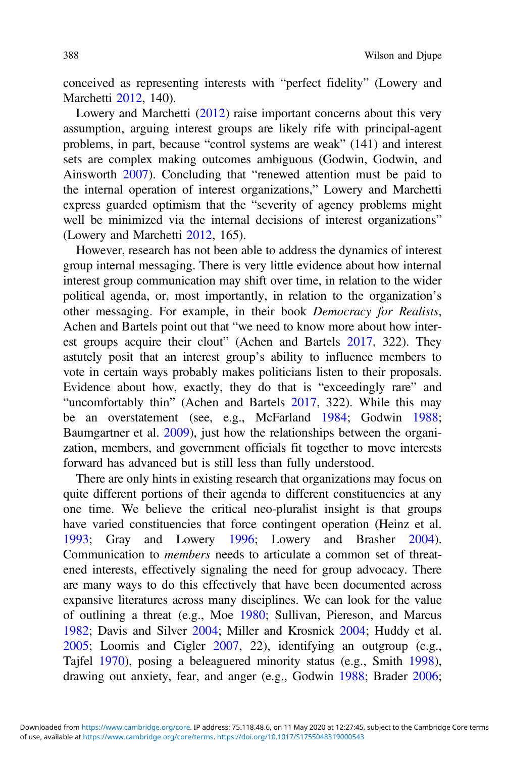conceived as representing interests with "perfect fidelity" (Lowery and Marchetti 2012, 140).

Lowery and Marchetti (2012) raise important concerns about this very assumption, arguing interest groups are likely rife with principal-agent problems, in part, because "control systems are weak" (141) and interest sets are complex making outcomes ambiguous (Godwin, Godwin, and Ainsworth 2007). Concluding that "renewed attention must be paid to the internal operation of interest organizations," Lowery and Marchetti express guarded optimism that the "severity of agency problems might well be minimized via the internal decisions of interest organizations" (Lowery and Marchetti 2012, 165).

However, research has not been able to address the dynamics of interest group internal messaging. There is very little evidence about how internal interest group communication may shift over time, in relation to the wider political agenda, or, most importantly, in relation to the organization's other messaging. For example, in their book *Democracy for Realists*, Achen and Bartels point out that "we need to know more about how interest groups acquire their clout" (Achen and Bartels 2017, 322). They astutely posit that an interest group's ability to influence members to vote in certain ways probably makes politicians listen to their proposals. Evidence about how, exactly, they do that is "exceedingly rare" and "uncomfortably thin" (Achen and Bartels 2017, 322). While this may be an overstatement (see, e.g., McFarland 1984; Godwin 1988; Baumgartner et al. 2009), just how the relationships between the organization, members, and government officials fit together to move interests forward has advanced but is still less than fully understood.

There are only hints in existing research that organizations may focus on quite different portions of their agenda to different constituencies at any one time. We believe the critical neo-pluralist insight is that groups have varied constituencies that force contingent operation (Heinz et al. 1993; Gray and Lowery 1996; Lowery and Brasher 2004). Communication to *members* needs to articulate a common set of threatened interests, effectively signaling the need for group advocacy. There are many ways to do this effectively that have been documented across expansive literatures across many disciplines. We can look for the value of outlining a threat (e.g., Moe 1980; Sullivan, Piereson, and Marcus 1982; Davis and Silver 2004; Miller and Krosnick 2004; Huddy et al. 2005; Loomis and Cigler 2007, 22), identifying an outgroup (e.g., Tajfel 1970), posing a beleaguered minority status (e.g., Smith 1998), drawing out anxiety, fear, and anger (e.g., Godwin 1988; Brader 2006;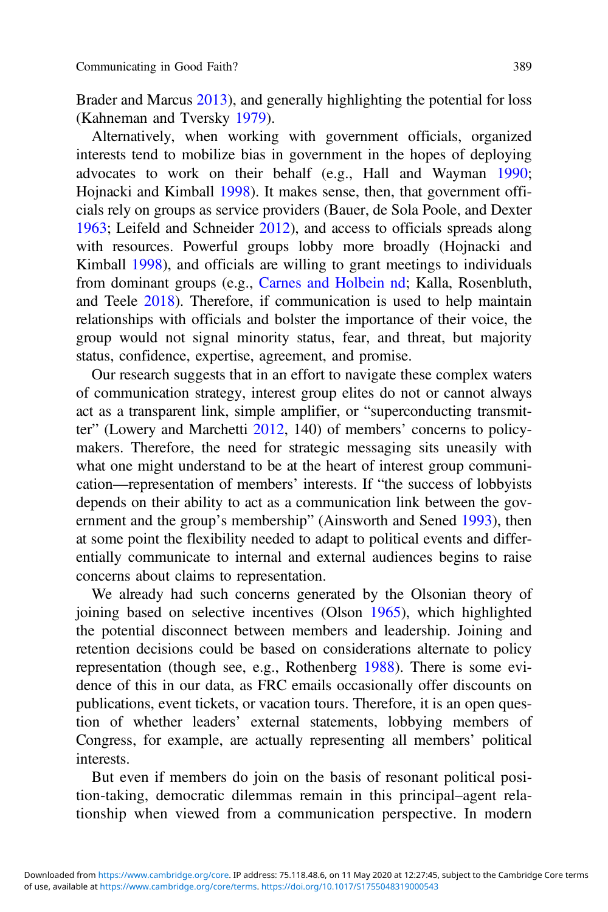Brader and Marcus 2013), and generally highlighting the potential for loss (Kahneman and Tversky 1979).

Alternatively, when working with government officials, organized interests tend to mobilize bias in government in the hopes of deploying advocates to work on their behalf (e.g., Hall and Wayman 1990; Hojnacki and Kimball 1998). It makes sense, then, that government officials rely on groups as service providers (Bauer, de Sola Poole, and Dexter 1963; Leifeld and Schneider 2012), and access to officials spreads along with resources. Powerful groups lobby more broadly (Hojnacki and Kimball 1998), and officials are willing to grant meetings to individuals from dominant groups (e.g., Carnes and Holbein nd; Kalla, Rosenbluth, and Teele 2018). Therefore, if communication is used to help maintain relationships with officials and bolster the importance of their voice, the group would not signal minority status, fear, and threat, but majority status, confidence, expertise, agreement, and promise.

Our research suggests that in an effort to navigate these complex waters of communication strategy, interest group elites do not or cannot always act as a transparent link, simple amplifier, or "superconducting transmitter" (Lowery and Marchetti 2012, 140) of members' concerns to policymakers. Therefore, the need for strategic messaging sits uneasily with what one might understand to be at the heart of interest group communication—representation of members' interests. If "the success of lobbyists depends on their ability to act as a communication link between the government and the group's membership" (Ainsworth and Sened 1993), then at some point the flexibility needed to adapt to political events and differentially communicate to internal and external audiences begins to raise concerns about claims to representation.

We already had such concerns generated by the Olsonian theory of joining based on selective incentives (Olson 1965), which highlighted the potential disconnect between members and leadership. Joining and retention decisions could be based on considerations alternate to policy representation (though see, e.g., Rothenberg 1988). There is some evidence of this in our data, as FRC emails occasionally offer discounts on publications, event tickets, or vacation tours. Therefore, it is an open question of whether leaders' external statements, lobbying members of Congress, for example, are actually representing all members' political interests.

But even if members do join on the basis of resonant political position-taking, democratic dilemmas remain in this principal–agent relationship when viewed from a communication perspective. In modern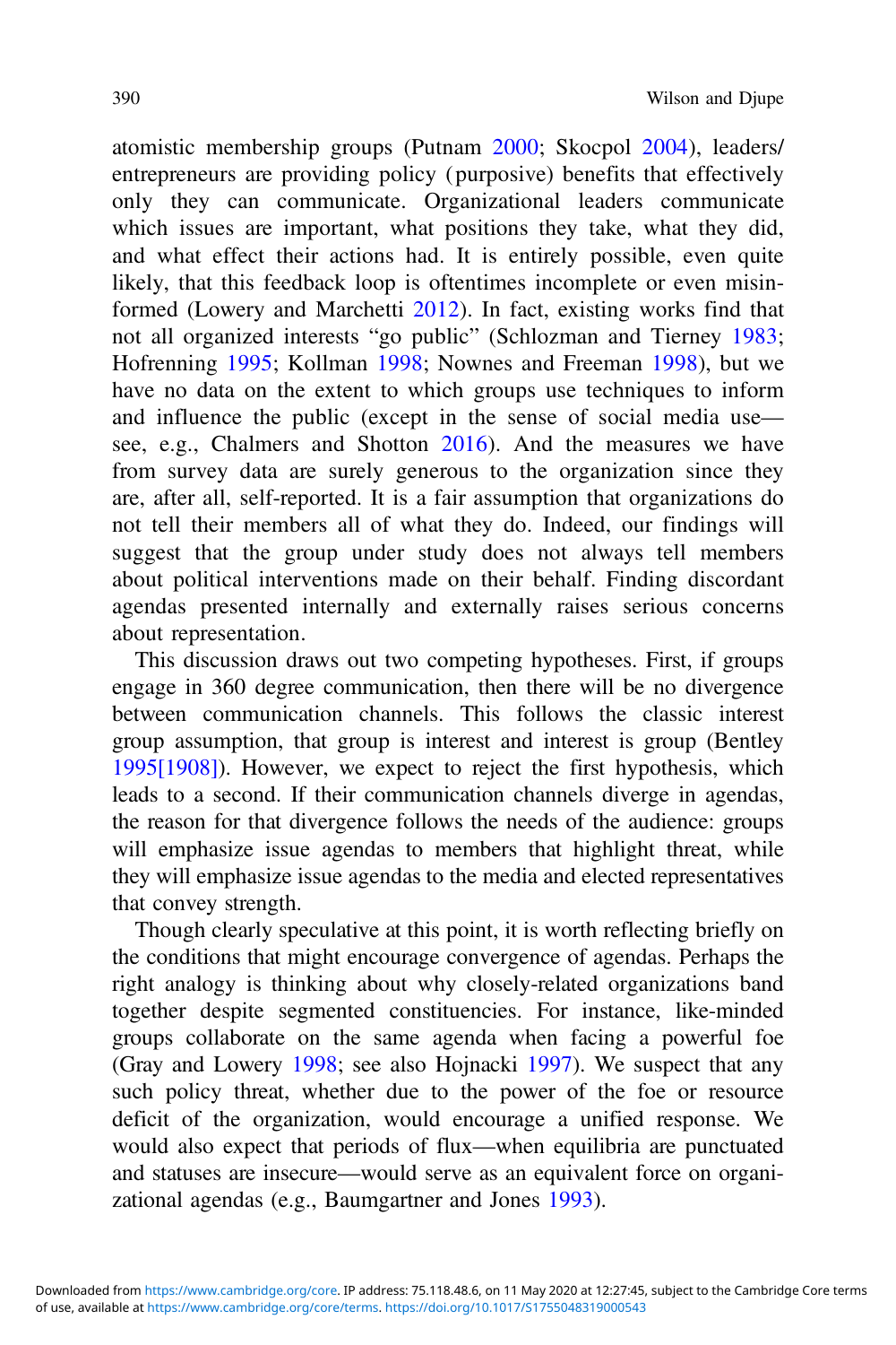atomistic membership groups (Putnam 2000; Skocpol 2004), leaders/entrepreneurs are providing policy (purposive) benefits that effectively only they can communicate. Organizational leaders communicate which issues are important, what positions they take, what they did, and what effect their actions had. It is entirely possible, even quite likely, that this feedback loop is oftentimes incomplete or even misinformed (Lowery and Marchetti 2012). In fact, existing works find that not all organized interests "go public" (Schlozman and Tierney 1983; Hofrenning 1995; Kollman 1998; Nownes and Freeman 1998), but we have no data on the extent to which groups use techniques to inform and influence the public (except in the sense of social media use—see, e.g., Chalmers and Shotton 2016). And the measures we have from survey data are surely generous to the organization since they are, after all, self-reported. It is a fair assumption that organizations do not tell their members all of what they do. Indeed, our findings will suggest that the group under study does not always tell members about political interventions made on their behalf. Finding discordant agendas presented internally and externally raises serious concerns about representation.

This discussion draws out two competing hypotheses. First, if groups engage in 360 degree communication, then there will be no divergence between communication channels. This follows the classic interest group assumption, that group is interest and interest is group (Bentley 1995[1908]). However, we expect to reject the first hypothesis, which leads to a second. If their communication channels diverge in agendas, the reason for that divergence follows the needs of the audience: groups will emphasize issue agendas to members that highlight threat, while they will emphasize issue agendas to the media and elected representatives that convey strength.

Though clearly speculative at this point, it is worth reflecting briefly on the conditions that might encourage convergence of agendas. Perhaps the right analogy is thinking about why closely-related organizations band together despite segmented constituencies. For instance, like-minded groups collaborate on the same agenda when facing a powerful foe (Gray and Lowery 1998; see also Hojnacki 1997). We suspect that any such policy threat, whether due to the power of the foe or resource deficit of the organization, would encourage a unified response. We would also expect that periods of flux—when equilibria are punctuated and statuses are insecure—would serve as an equivalent force on organizational agendas (e.g., Baumgartner and Jones 1993).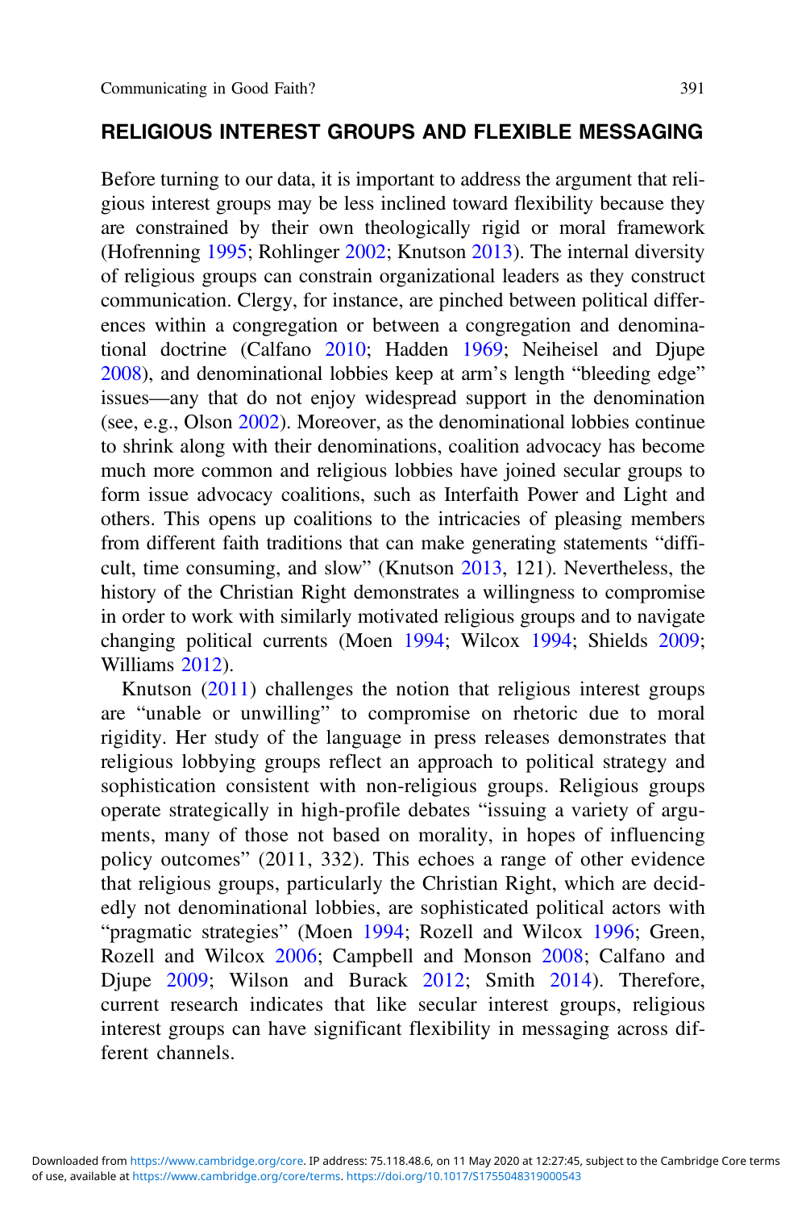## RELIGIOUS INTEREST GROUPS AND FLEXIBLE MESSAGING

Before turning to our data, it is important to address the argument that religious interest groups may be less inclined toward flexibility because they are constrained by their own theologically rigid or moral framework (Hofrenning 1995; Rohlinger 2002; Knutson 2013). The internal diversity of religious groups can constrain organizational leaders as they construct communication. Clergy, for instance, are pinched between political differences within a congregation or between a congregation and denominational doctrine (Calfano 2010; Hadden 1969; Neiheisel and Djupe 2008), and denominational lobbies keep at arm's length "bleeding edge" issues—any that do not enjoy widespread support in the denomination (see, e.g., Olson 2002). Moreover, as the denominational lobbies continue to shrink along with their denominations, coalition advocacy has become much more common and religious lobbies have joined secular groups to form issue advocacy coalitions, such as Interfaith Power and Light and others. This opens up coalitions to the intricacies of pleasing members from different faith traditions that can make generating statements "difficult, time consuming, and slow" (Knutson 2013, 121). Nevertheless, the history of the Christian Right demonstrates a willingness to compromise in order to work with similarly motivated religious groups and to navigate changing political currents (Moen 1994; Wilcox 1994; Shields 2009; Williams 2012).

Knutson (2011) challenges the notion that religious interest groups are "unable or unwilling" to compromise on rhetoric due to moral rigidity. Her study of the language in press releases demonstrates that religious lobbying groups reflect an approach to political strategy and sophistication consistent with non-religious groups. Religious groups operate strategically in high-profile debates "issuing a variety of arguments, many of those not based on morality, in hopes of influencing policy outcomes" (2011, 332). This echoes a range of other evidence that religious groups, particularly the Christian Right, which are decidedly not denominational lobbies, are sophisticated political actors with "pragmatic strategies" (Moen 1994; Rozell and Wilcox 1996; Green, Rozell and Wilcox 2006; Campbell and Monson 2008; Calfano and Djupe 2009; Wilson and Burack 2012; Smith 2014). Therefore, current research indicates that like secular interest groups, religious interest groups can have significant flexibility in messaging across different channels.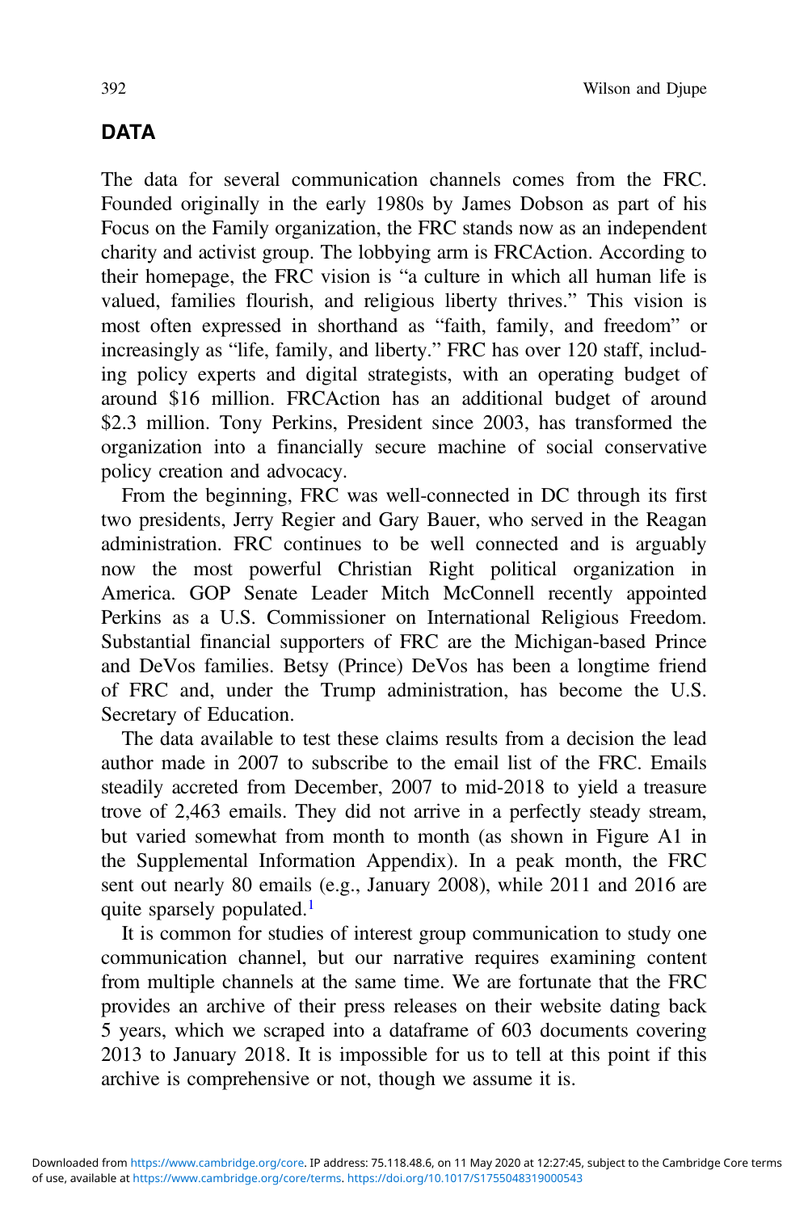## DATA

The data for several communication channels comes from the FRC. Founded originally in the early 1980s by James Dobson as part of his Focus on the Family organization, the FRC stands now as an independent charity and activist group. The lobbying arm is FRCAction. According to their homepage, the FRC vision is "a culture in which all human life is valued, families flourish, and religious liberty thrives." This vision is most often expressed in shorthand as "faith, family, and freedom" or increasingly as "life, family, and liberty." FRC has over 120 staff, including policy experts and digital strategists, with an operating budget of around \$16 million. FRCAction has an additional budget of around \$2.3 million. Tony Perkins, President since 2003, has transformed the organization into a financially secure machine of social conservative policy creation and advocacy.

From the beginning, FRC was well-connected in DC through its first two presidents, Jerry Regier and Gary Bauer, who served in the Reagan administration. FRC continues to be well connected and is arguably now the most powerful Christian Right political organization in America. GOP Senate Leader Mitch McConnell recently appointed Perkins as a U.S. Commissioner on International Religious Freedom. Substantial financial supporters of FRC are the Michigan-based Prince and DeVos families. Betsy (Prince) DeVos has been a longtime friend of FRC and, under the Trump administration, has become the U.S. Secretary of Education.

The data available to test these claims results from a decision the lead author made in 2007 to subscribe to the email list of the FRC. Emails steadily accreted from December, 2007 to mid-2018 to yield a treasure trove of 2,463 emails. They did not arrive in a perfectly steady stream, but varied somewhat from month to month (as shown in Figure A1 in the Supplemental Information Appendix). In a peak month, the FRC sent out nearly 80 emails (e.g., January 2008), while 2011 and 2016 are quite sparsely populated.[1]

It is common for studies of interest group communication to study one communication channel, but our narrative requires examining content from multiple channels at the same time. We are fortunate that the FRC provides an archive of their press releases on their website dating back 5 years, which we scraped into a dataframe of 603 documents covering 2013 to January 2018. It is impossible for us to tell at this point if this archive is comprehensive or not, though we assume it is.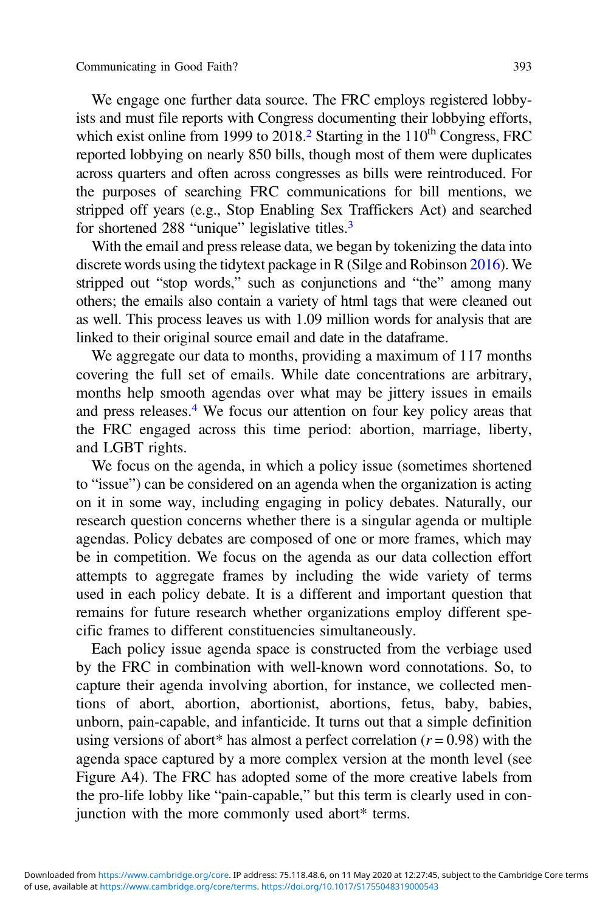We engage one further data source. The FRC employs registered lobbyists and must file reports with Congress documenting their lobbying efforts, which exist online from 1999 to 2018.[2] Starting in the 110$^{th}$ Congress, FRC reported lobbying on nearly 850 bills, though most of them were duplicates across quarters and often across congresses as bills were reintroduced. For the purposes of searching FRC communications for bill mentions, we stripped off years (e.g., Stop Enabling Sex Traffickers Act) and searched for shortened 288 "unique" legislative titles.[3]

With the email and press release data, we began by tokenizing the data into discrete words using the tidytext package in R (Silge and Robinson 2016). We stripped out "stop words," such as conjunctions and "the" among many others; the emails also contain a variety of html tags that were cleaned out as well. This process leaves us with 1.09 million words for analysis that are linked to their original source email and date in the dataframe.

We aggregate our data to months, providing a maximum of 117 months covering the full set of emails. While date concentrations are arbitrary, months help smooth agendas over what may be jittery issues in emails and press releases.[4] We focus our attention on four key policy areas that the FRC engaged across this time period: abortion, marriage, liberty, and LGBT rights.

We focus on the agenda, in which a policy issue (sometimes shortened to "issue") can be considered on an agenda when the organization is acting on it in some way, including engaging in policy debates. Naturally, our research question concerns whether there is a singular agenda or multiple agendas. Policy debates are composed of one or more frames, which may be in competition. We focus on the agenda as our data collection effort attempts to aggregate frames by including the wide variety of terms used in each policy debate. It is a different and important question that remains for future research whether organizations employ different specific frames to different constituencies simultaneously.

Each policy issue agenda space is constructed from the verbiage used by the FRC in combination with well-known word connotations. So, to capture their agenda involving abortion, for instance, we collected mentions of abort, abortion, abortionist, abortions, fetus, baby, babies, unborn, pain-capable, and infanticide. It turns out that a simple definition using versions of abort* has almost a perfect correlation ($r = 0.98$) with the agenda space captured by a more complex version at the month level (see Figure A4). The FRC has adopted some of the more creative labels from the pro-life lobby like "pain-capable," but this term is clearly used in conjunction with the more commonly used abort* terms.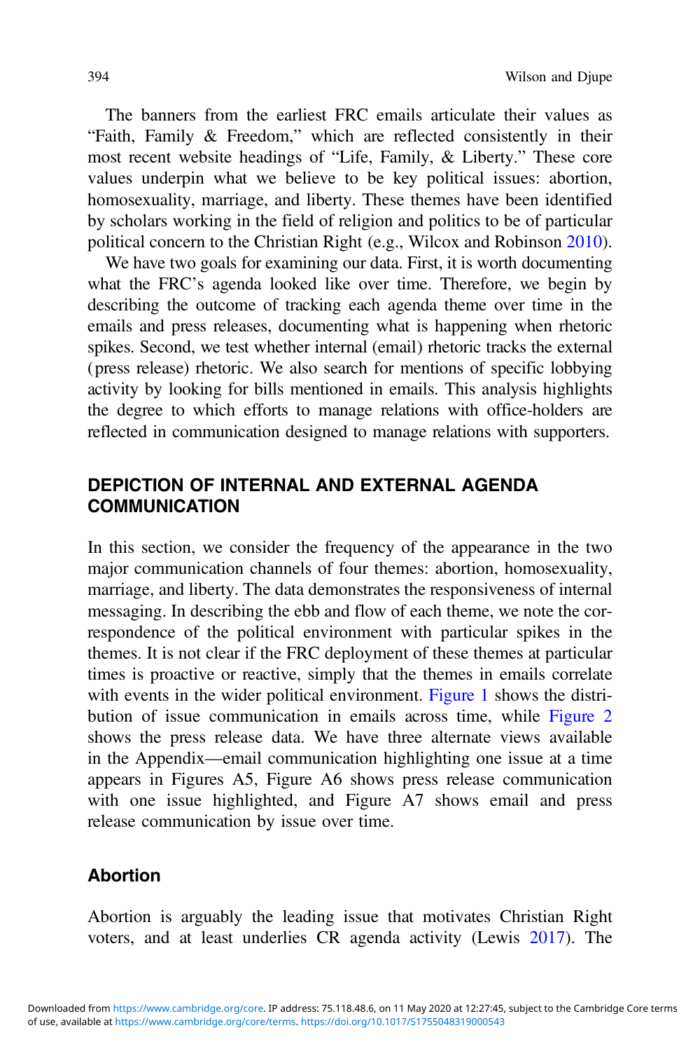The banners from the earliest FRC emails articulate their values as "Faith, Family & Freedom," which are reflected consistently in their most recent website headings of "Life, Family, & Liberty." These core values underpin what we believe to be key political issues: abortion, homosexuality, marriage, and liberty. These themes have been identified by scholars working in the field of religion and politics to be of particular political concern to the Christian Right (e.g., Wilcox and Robinson 2010).

We have two goals for examining our data. First, it is worth documenting what the FRC's agenda looked like over time. Therefore, we begin by describing the outcome of tracking each agenda theme over time in the emails and press releases, documenting what is happening when rhetoric spikes. Second, we test whether internal (email) rhetoric tracks the external (press release) rhetoric. We also search for mentions of specific lobbying activity by looking for bills mentioned in emails. This analysis highlights the degree to which efforts to manage relations with office-holders are reflected in communication designed to manage relations with supporters.

## DEPICTION OF INTERNAL AND EXTERNAL AGENDA COMMUNICATION

In this section, we consider the frequency of the appearance in the two major communication channels of four themes: abortion, homosexuality, marriage, and liberty. The data demonstrates the responsiveness of internal messaging. In describing the ebb and flow of each theme, we note the correspondence of the political environment with particular spikes in the themes. It is not clear if the FRC deployment of these themes at particular times is proactive or reactive, simply that the themes in emails correlate with events in the wider political environment. Figure 1 shows the distribution of issue communication in emails across time, while Figure 2 shows the press release data. We have three alternate views available in the Appendix—email communication highlighting one issue at a time appears in Figures A5, Figure A6 shows press release communication with one issue highlighted, and Figure A7 shows email and press release communication by issue over time.

### Abortion

Abortion is arguably the leading issue that motivates Christian Right voters, and at least underlies CR agenda activity (Lewis 2017). The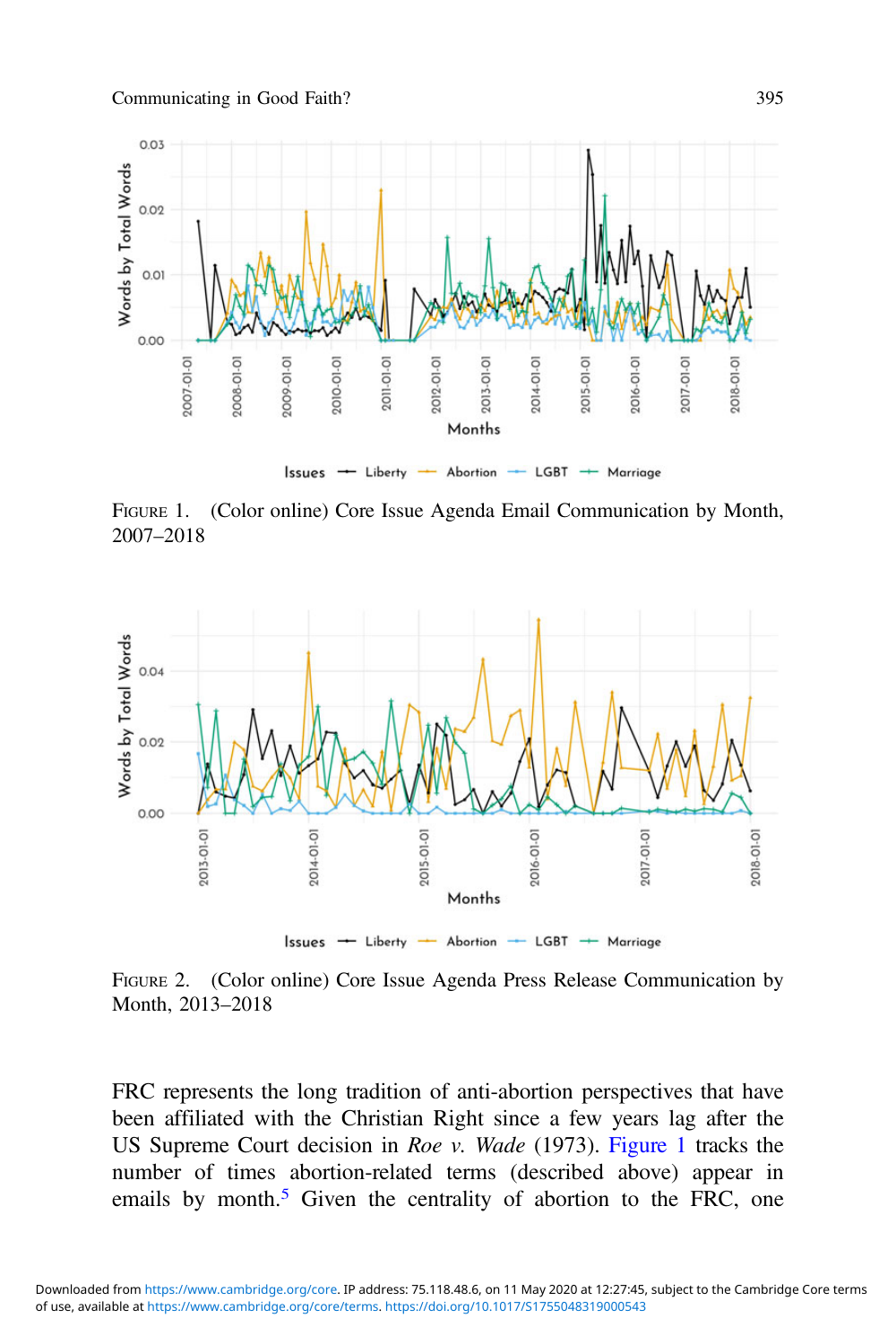FIGURE 1. (Color online) Core Issue Agenda Email Communication by Month, 2007–2018

FIGURE 2. (Color online) Core Issue Agenda Press Release Communication by Month, 2013–2018

FRC represents the long tradition of anti-abortion perspectives that have been affiliated with the Christian Right since a few years lag after the US Supreme Court decision in *Roe v. Wade* (1973). Figure 1 tracks the number of times abortion-related terms (described above) appear in emails by month.[5] Given the centrality of abortion to the FRC, one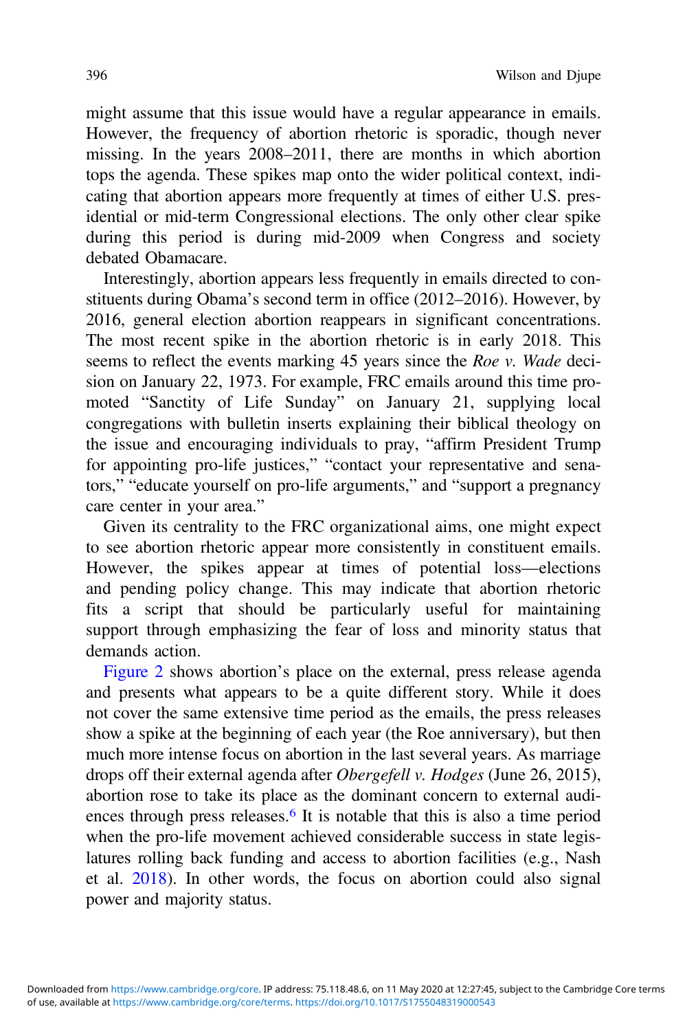might assume that this issue would have a regular appearance in emails. However, the frequency of abortion rhetoric is sporadic, though never missing. In the years 2008–2011, there are months in which abortion tops the agenda. These spikes map onto the wider political context, indicating that abortion appears more frequently at times of either U.S. presidential or mid-term Congressional elections. The only other clear spike during this period is during mid-2009 when Congress and society debated Obamacare.

Interestingly, abortion appears less frequently in emails directed to constituents during Obama's second term in office (2012–2016). However, by 2016, general election abortion reappears in significant concentrations. The most recent spike in the abortion rhetoric is in early 2018. This seems to reflect the events marking 45 years since the *Roe v. Wade* decision on January 22, 1973. For example, FRC emails around this time promoted "Sanctity of Life Sunday" on January 21, supplying local congregations with bulletin inserts explaining their biblical theology on the issue and encouraging individuals to pray, "affirm President Trump for appointing pro-life justices," "contact your representative and senators," "educate yourself on pro-life arguments," and "support a pregnancy care center in your area."

Given its centrality to the FRC organizational aims, one might expect to see abortion rhetoric appear more consistently in constituent emails. However, the spikes appear at times of potential loss—elections and pending policy change. This may indicate that abortion rhetoric fits a script that should be particularly useful for maintaining support through emphasizing the fear of loss and minority status that demands action.

Figure 2 shows abortion's place on the external, press release agenda and presents what appears to be a quite different story. While it does not cover the same extensive time period as the emails, the press releases show a spike at the beginning of each year (the Roe anniversary), but then much more intense focus on abortion in the last several years. As marriage drops off their external agenda after *Obergefell v. Hodges* (June 26, 2015), abortion rose to take its place as the dominant concern to external audiences through press releases.[6] It is notable that this is also a time period when the pro-life movement achieved considerable success in state legislatures rolling back funding and access to abortion facilities (e.g., Nash et al. 2018). In other words, the focus on abortion could also signal power and majority status.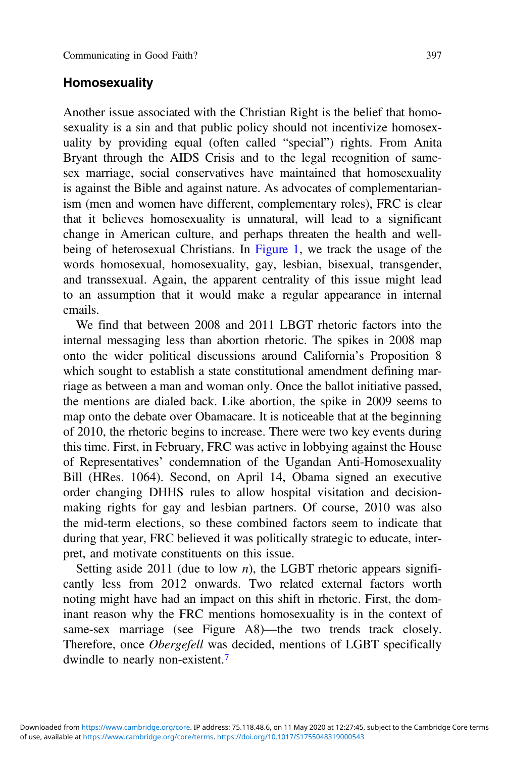## Homosexuality

Another issue associated with the Christian Right is the belief that homosexuality is a sin and that public policy should not incentivize homosexuality by providing equal (often called "special") rights. From Anita Bryant through the AIDS Crisis and to the legal recognition of same-sex marriage, social conservatives have maintained that homosexuality is against the Bible and against nature. As advocates of complementarianism (men and women have different, complementary roles), FRC is clear that it believes homosexuality is unnatural, will lead to a significant change in American culture, and perhaps threaten the health and well-being of heterosexual Christians. In Figure 1, we track the usage of the words homosexual, homosexuality, gay, lesbian, bisexual, transgender, and transsexual. Again, the apparent centrality of this issue might lead to an assumption that it would make a regular appearance in internal emails.

We find that between 2008 and 2011 LBGT rhetoric factors into the internal messaging less than abortion rhetoric. The spikes in 2008 map onto the wider political discussions around California's Proposition 8 which sought to establish a state constitutional amendment defining marriage as between a man and woman only. Once the ballot initiative passed, the mentions are dialed back. Like abortion, the spike in 2009 seems to map onto the debate over Obamacare. It is noticeable that at the beginning of 2010, the rhetoric begins to increase. There were two key events during this time. First, in February, FRC was active in lobbying against the House of Representatives' condemnation of the Ugandan Anti-Homosexuality Bill (HRes. 1064). Second, on April 14, Obama signed an executive order changing DHHS rules to allow hospital visitation and decision-making rights for gay and lesbian partners. Of course, 2010 was also the mid-term elections, so these combined factors seem to indicate that during that year, FRC believed it was politically strategic to educate, interpret, and motivate constituents on this issue.

Setting aside 2011 (due to low *n*), the LGBT rhetoric appears significantly less from 2012 onwards. Two related external factors worth noting might have had an impact on this shift in rhetoric. First, the dominant reason why the FRC mentions homosexuality is in the context of same-sex marriage (see Figure A8)—the two trends track closely. Therefore, once *Obergefell* was decided, mentions of LGBT specifically dwindle to nearly non-existent.[7]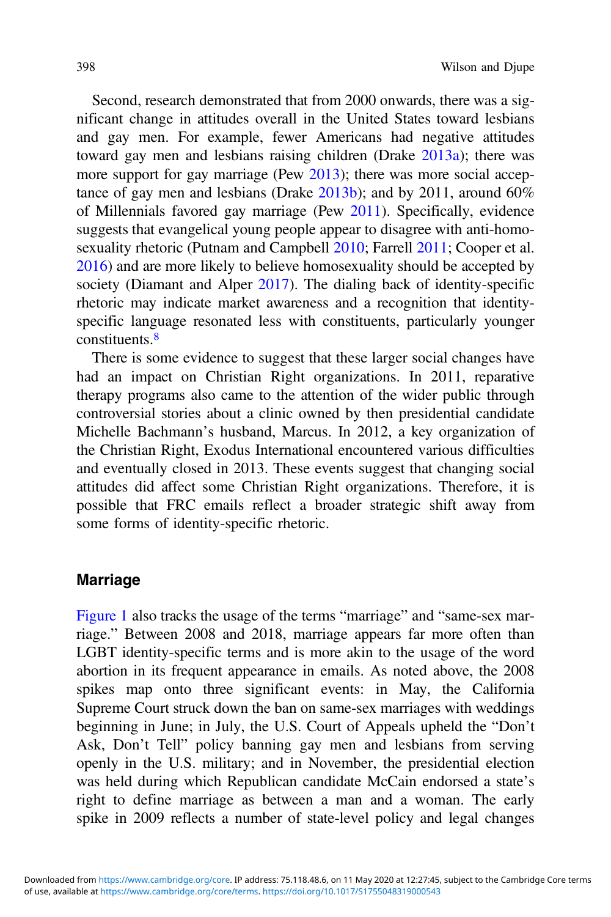Second, research demonstrated that from 2000 onwards, there was a significant change in attitudes overall in the United States toward lesbians and gay men. For example, fewer Americans had negative attitudes toward gay men and lesbians raising children (Drake 2013a); there was more support for gay marriage (Pew 2013); there was more social acceptance of gay men and lesbians (Drake 2013b); and by 2011, around 60% of Millennials favored gay marriage (Pew 2011). Specifically, evidence suggests that evangelical young people appear to disagree with anti-homosexuality rhetoric (Putnam and Campbell 2010; Farrell 2011; Cooper et al. 2016) and are more likely to believe homosexuality should be accepted by society (Diamant and Alper 2017). The dialing back of identity-specific rhetoric may indicate market awareness and a recognition that identity-specific language resonated less with constituents, particularly younger constituents.[8]

There is some evidence to suggest that these larger social changes have had an impact on Christian Right organizations. In 2011, reparative therapy programs also came to the attention of the wider public through controversial stories about a clinic owned by then presidential candidate Michelle Bachmann's husband, Marcus. In 2012, a key organization of the Christian Right, Exodus International encountered various difficulties and eventually closed in 2013. These events suggest that changing social attitudes did affect some Christian Right organizations. Therefore, it is possible that FRC emails reflect a broader strategic shift away from some forms of identity-specific rhetoric.

## Marriage

Figure 1 also tracks the usage of the terms "marriage" and "same-sex marriage." Between 2008 and 2018, marriage appears far more often than LGBT identity-specific terms and is more akin to the usage of the word abortion in its frequent appearance in emails. As noted above, the 2008 spikes map onto three significant events: in May, the California Supreme Court struck down the ban on same-sex marriages with weddings beginning in June; in July, the U.S. Court of Appeals upheld the "Don't Ask, Don't Tell" policy banning gay men and lesbians from serving openly in the U.S. military; and in November, the presidential election was held during which Republican candidate McCain endorsed a state's right to define marriage as between a man and a woman. The early spike in 2009 reflects a number of state-level policy and legal changes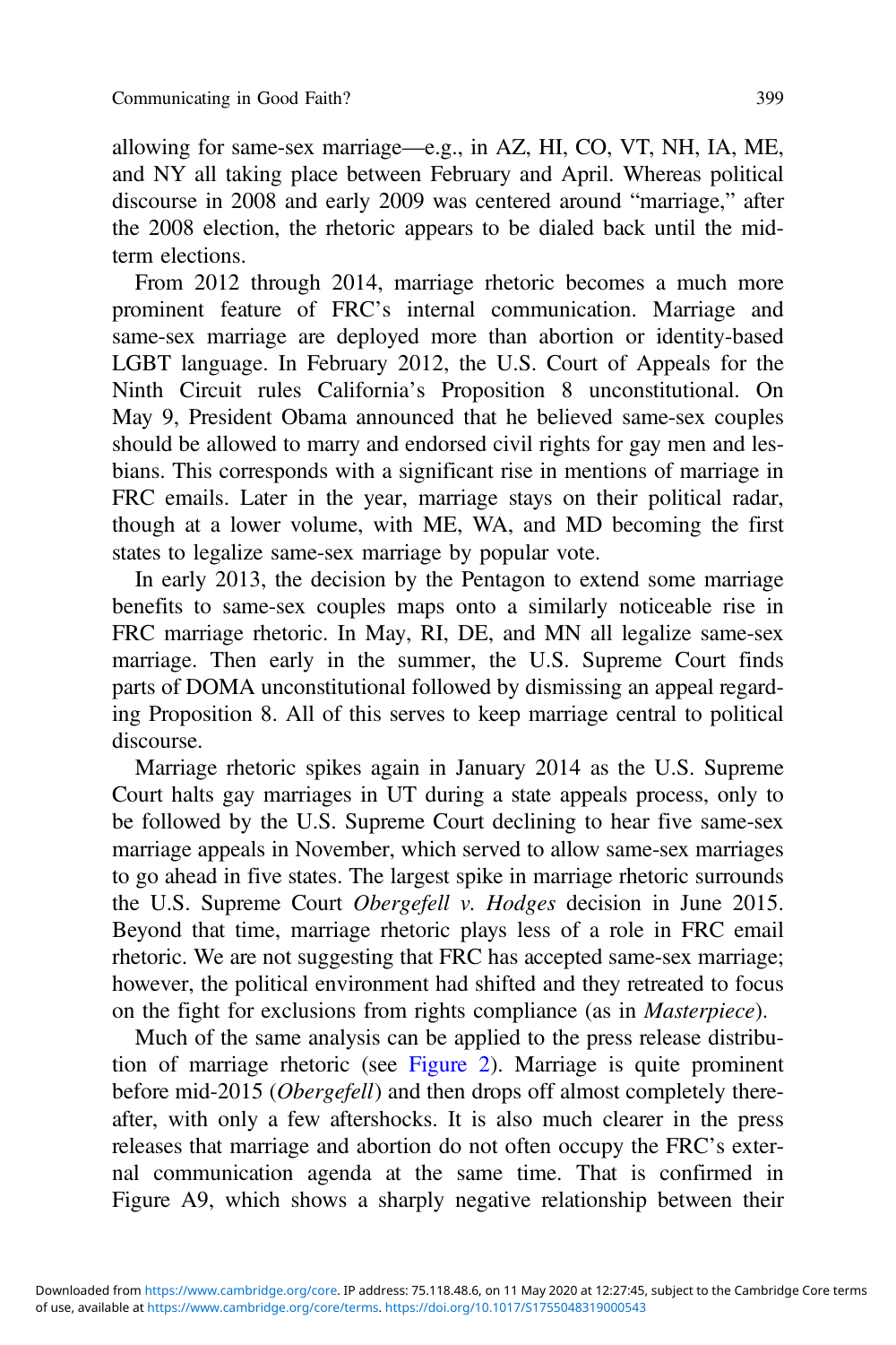allowing for same-sex marriage—e.g., in AZ, HI, CO, VT, NH, IA, ME, and NY all taking place between February and April. Whereas political discourse in 2008 and early 2009 was centered around "marriage," after the 2008 election, the rhetoric appears to be dialed back until the mid-term elections.

From 2012 through 2014, marriage rhetoric becomes a much more prominent feature of FRC's internal communication. Marriage and same-sex marriage are deployed more than abortion or identity-based LGBT language. In February 2012, the U.S. Court of Appeals for the Ninth Circuit rules California's Proposition 8 unconstitutional. On May 9, President Obama announced that he believed same-sex couples should be allowed to marry and endorsed civil rights for gay men and lesbians. This corresponds with a significant rise in mentions of marriage in FRC emails. Later in the year, marriage stays on their political radar, though at a lower volume, with ME, WA, and MD becoming the first states to legalize same-sex marriage by popular vote.

In early 2013, the decision by the Pentagon to extend some marriage benefits to same-sex couples maps onto a similarly noticeable rise in FRC marriage rhetoric. In May, RI, DE, and MN all legalize same-sex marriage. Then early in the summer, the U.S. Supreme Court finds parts of DOMA unconstitutional followed by dismissing an appeal regarding Proposition 8. All of this serves to keep marriage central to political discourse.

Marriage rhetoric spikes again in January 2014 as the U.S. Supreme Court halts gay marriages in UT during a state appeals process, only to be followed by the U.S. Supreme Court declining to hear five same-sex marriage appeals in November, which served to allow same-sex marriages to go ahead in five states. The largest spike in marriage rhetoric surrounds the U.S. Supreme Court *Obergefell v. Hodges* decision in June 2015. Beyond that time, marriage rhetoric plays less of a role in FRC email rhetoric. We are not suggesting that FRC has accepted same-sex marriage; however, the political environment had shifted and they retreated to focus on the fight for exclusions from rights compliance (as in *Masterpiece*).

Much of the same analysis can be applied to the press release distribution of marriage rhetoric (see Figure 2). Marriage is quite prominent before mid-2015 (*Obergefell*) and then drops off almost completely thereafter, with only a few aftershocks. It is also much clearer in the press releases that marriage and abortion do not often occupy the FRC's external communication agenda at the same time. That is confirmed in Figure A9, which shows a sharply negative relationship between their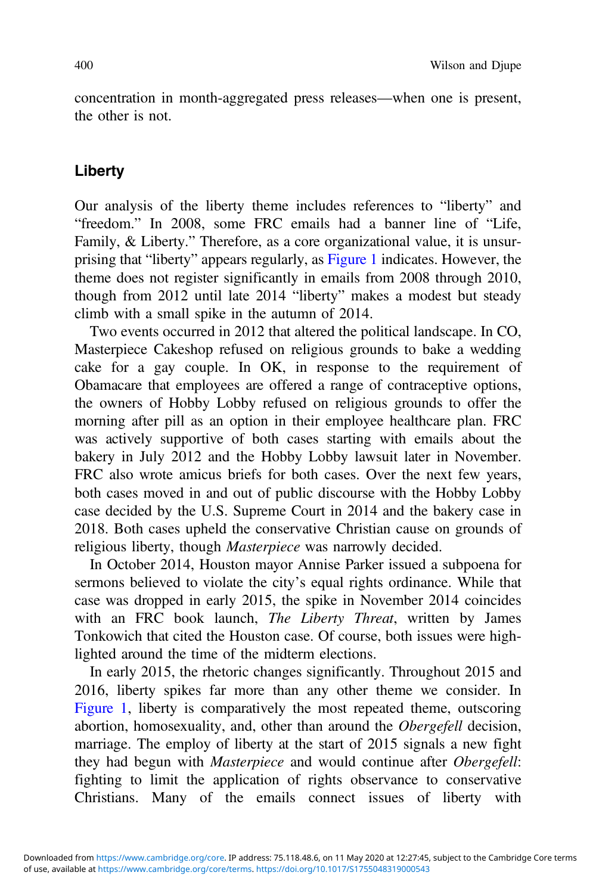concentration in month-aggregated press releases—when one is present, the other is not.

## Liberty

Our analysis of the liberty theme includes references to "liberty" and "freedom." In 2008, some FRC emails had a banner line of "Life, Family, & Liberty." Therefore, as a core organizational value, it is unsurprising that "liberty" appears regularly, as Figure 1 indicates. However, the theme does not register significantly in emails from 2008 through 2010, though from 2012 until late 2014 "liberty" makes a modest but steady climb with a small spike in the autumn of 2014.

Two events occurred in 2012 that altered the political landscape. In CO, Masterpiece Cakeshop refused on religious grounds to bake a wedding cake for a gay couple. In OK, in response to the requirement of Obamacare that employees are offered a range of contraceptive options, the owners of Hobby Lobby refused on religious grounds to offer the morning after pill as an option in their employee healthcare plan. FRC was actively supportive of both cases starting with emails about the bakery in July 2012 and the Hobby Lobby lawsuit later in November. FRC also wrote amicus briefs for both cases. Over the next few years, both cases moved in and out of public discourse with the Hobby Lobby case decided by the U.S. Supreme Court in 2014 and the bakery case in 2018. Both cases upheld the conservative Christian cause on grounds of religious liberty, though *Masterpiece* was narrowly decided.

In October 2014, Houston mayor Annise Parker issued a subpoena for sermons believed to violate the city's equal rights ordinance. While that case was dropped in early 2015, the spike in November 2014 coincides with an FRC book launch, *The Liberty Threat*, written by James Tonkowich that cited the Houston case. Of course, both issues were highlighted around the time of the midterm elections.

In early 2015, the rhetoric changes significantly. Throughout 2015 and 2016, liberty spikes far more than any other theme we consider. In Figure 1, liberty is comparatively the most repeated theme, outscoring abortion, homosexuality, and, other than around the *Obergefell* decision, marriage. The employ of liberty at the start of 2015 signals a new fight they had begun with *Masterpiece* and would continue after *Obergefell*: fighting to limit the application of rights observance to conservative Christians. Many of the emails connect issues of liberty with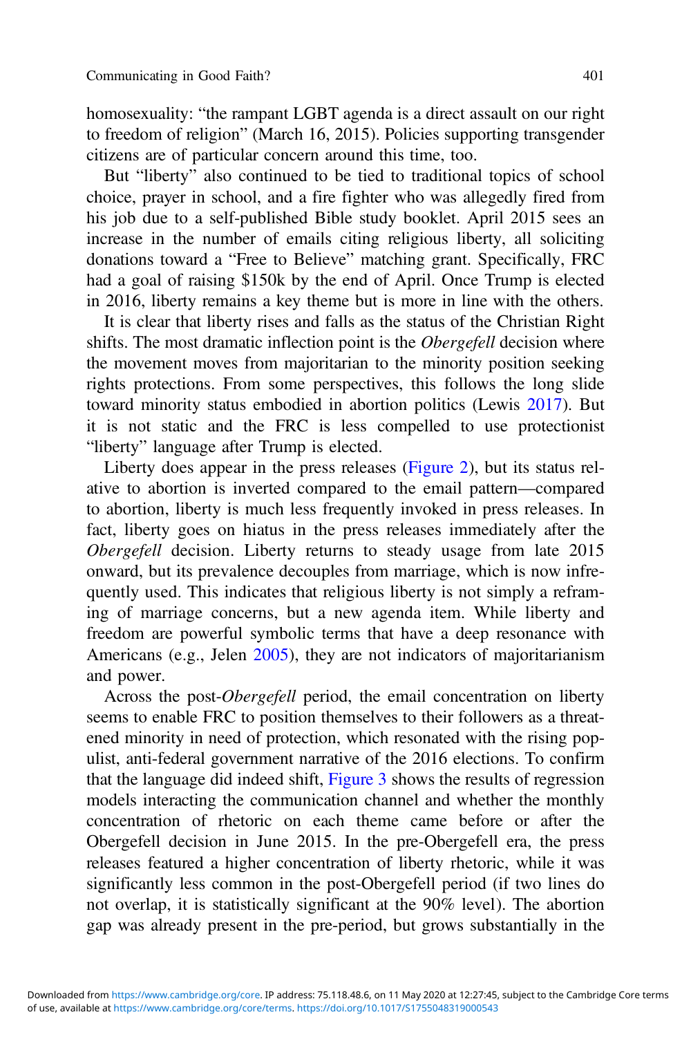homosexuality: "the rampant LGBT agenda is a direct assault on our right to freedom of religion" (March 16, 2015). Policies supporting transgender citizens are of particular concern around this time, too.

But "liberty" also continued to be tied to traditional topics of school choice, prayer in school, and a fire fighter who was allegedly fired from his job due to a self-published Bible study booklet. April 2015 sees an increase in the number of emails citing religious liberty, all soliciting donations toward a "Free to Believe" matching grant. Specifically, FRC had a goal of raising $150k by the end of April. Once Trump is elected in 2016, liberty remains a key theme but is more in line with the others.

It is clear that liberty rises and falls as the status of the Christian Right shifts. The most dramatic inflection point is the *Obergefell* decision where the movement moves from majoritarian to the minority position seeking rights protections. From some perspectives, this follows the long slide toward minority status embodied in abortion politics (Lewis 2017). But it is not static and the FRC is less compelled to use protectionist "liberty" language after Trump is elected.

Liberty does appear in the press releases (Figure 2), but its status relative to abortion is inverted compared to the email pattern—compared to abortion, liberty is much less frequently invoked in press releases. In fact, liberty goes on hiatus in the press releases immediately after the *Obergefell* decision. Liberty returns to steady usage from late 2015 onward, but its prevalence decouples from marriage, which is now infrequently used. This indicates that religious liberty is not simply a reframing of marriage concerns, but a new agenda item. While liberty and freedom are powerful symbolic terms that have a deep resonance with Americans (e.g., Jelen 2005), they are not indicators of majoritarianism and power.

Across the post-*Obergefell* period, the email concentration on liberty seems to enable FRC to position themselves to their followers as a threatened minority in need of protection, which resonated with the rising populist, anti-federal government narrative of the 2016 elections. To confirm that the language did indeed shift, Figure 3 shows the results of regression models interacting the communication channel and whether the monthly concentration of rhetoric on each theme came before or after the Obergefell decision in June 2015. In the pre-Obergefell era, the press releases featured a higher concentration of liberty rhetoric, while it was significantly less common in the post-Obergefell period (if two lines do not overlap, it is statistically significant at the 90% level). The abortion gap was already present in the pre-period, but grows substantially in the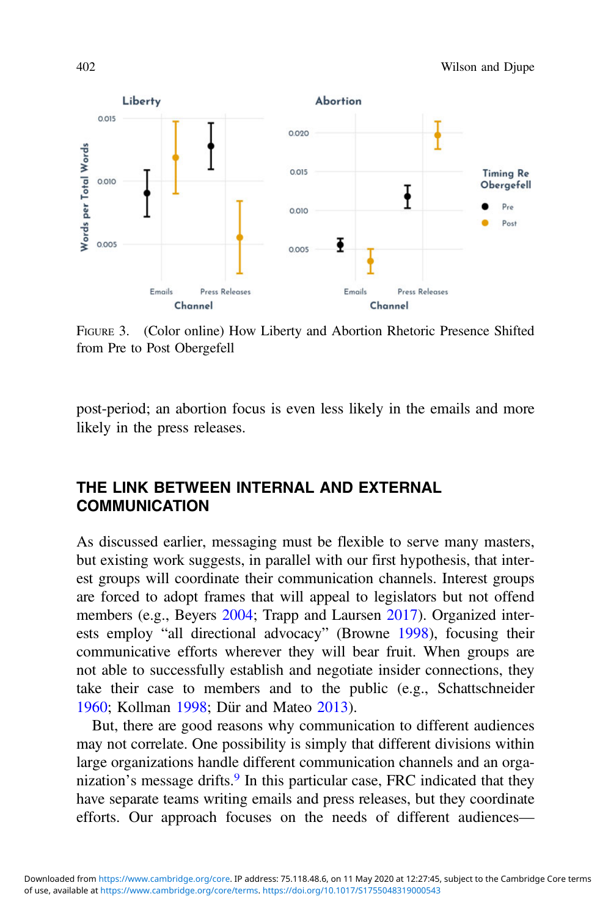FIGURE 3. (Color online) How Liberty and Abortion Rhetoric Presence Shifted from Pre to Post Obergefell

post-period; an abortion focus is even less likely in the emails and more likely in the press releases.

## THE LINK BETWEEN INTERNAL AND EXTERNAL COMMUNICATION

As discussed earlier, messaging must be flexible to serve many masters, but existing work suggests, in parallel with our first hypothesis, that interest groups will coordinate their communication channels. Interest groups are forced to adopt frames that will appeal to legislators but not offend members (e.g., Beyers 2004; Trapp and Laursen 2017). Organized interests employ "all directional advocacy" (Browne 1998), focusing their communicative efforts wherever they will bear fruit. When groups are not able to successfully establish and negotiate insider connections, they take their case to members and to the public (e.g., Schattschneider 1960; Kollman 1998; Dür and Mateo 2013).

But, there are good reasons why communication to different audiences may not correlate. One possibility is simply that different divisions within large organizations handle different communication channels and an organization's message drifts.[9] In this particular case, FRC indicated that they have separate teams writing emails and press releases, but they coordinate efforts. Our approach focuses on the needs of different audiences—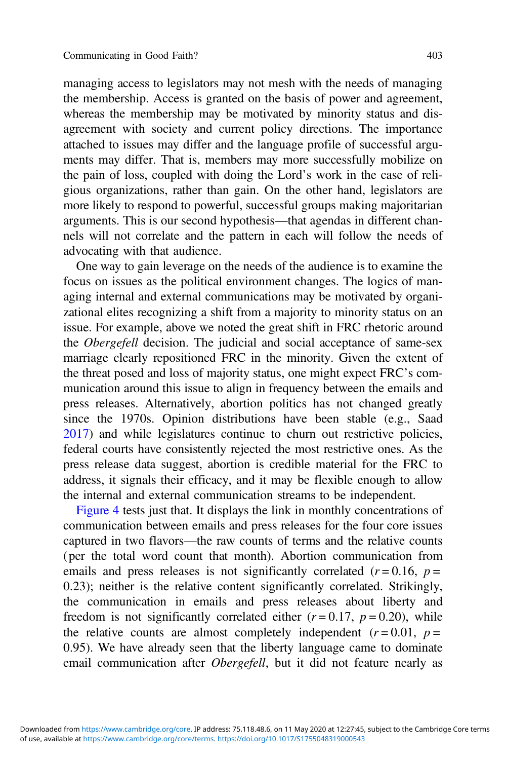managing access to legislators may not mesh with the needs of managing the membership. Access is granted on the basis of power and agreement, whereas the membership may be motivated by minority status and disagreement with society and current policy directions. The importance attached to issues may differ and the language profile of successful arguments may differ. That is, members may more successfully mobilize on the pain of loss, coupled with doing the Lord's work in the case of religious organizations, rather than gain. On the other hand, legislators are more likely to respond to powerful, successful groups making majoritarian arguments. This is our second hypothesis—that agendas in different channels will not correlate and the pattern in each will follow the needs of advocating with that audience.

One way to gain leverage on the needs of the audience is to examine the focus on issues as the political environment changes. The logics of managing internal and external communications may be motivated by organizational elites recognizing a shift from a majority to minority status on an issue. For example, above we noted the great shift in FRC rhetoric around the *Obergefell* decision. The judicial and social acceptance of same-sex marriage clearly repositioned FRC in the minority. Given the extent of the threat posed and loss of majority status, one might expect FRC's communication around this issue to align in frequency between the emails and press releases. Alternatively, abortion politics has not changed greatly since the 1970s. Opinion distributions have been stable (e.g., Saad 2017) and while legislatures continue to churn out restrictive policies, federal courts have consistently rejected the most restrictive ones. As the press release data suggest, abortion is credible material for the FRC to address, it signals their efficacy, and it may be flexible enough to allow the internal and external communication streams to be independent.

Figure 4 tests just that. It displays the link in monthly concentrations of communication between emails and press releases for the four core issues captured in two flavors—the raw counts of terms and the relative counts (per the total word count that month). Abortion communication from emails and press releases is not significantly correlated ($r = 0.16$, $p = 0.23$); neither is the relative content significantly correlated. Strikingly, the communication in emails and press releases about liberty and freedom is not significantly correlated either ($r = 0.17$, $p = 0.20$), while the relative counts are almost completely independent ($r = 0.01$, $p = 0.95$). We have already seen that the liberty language came to dominate email communication after *Obergefell*, but it did not feature nearly as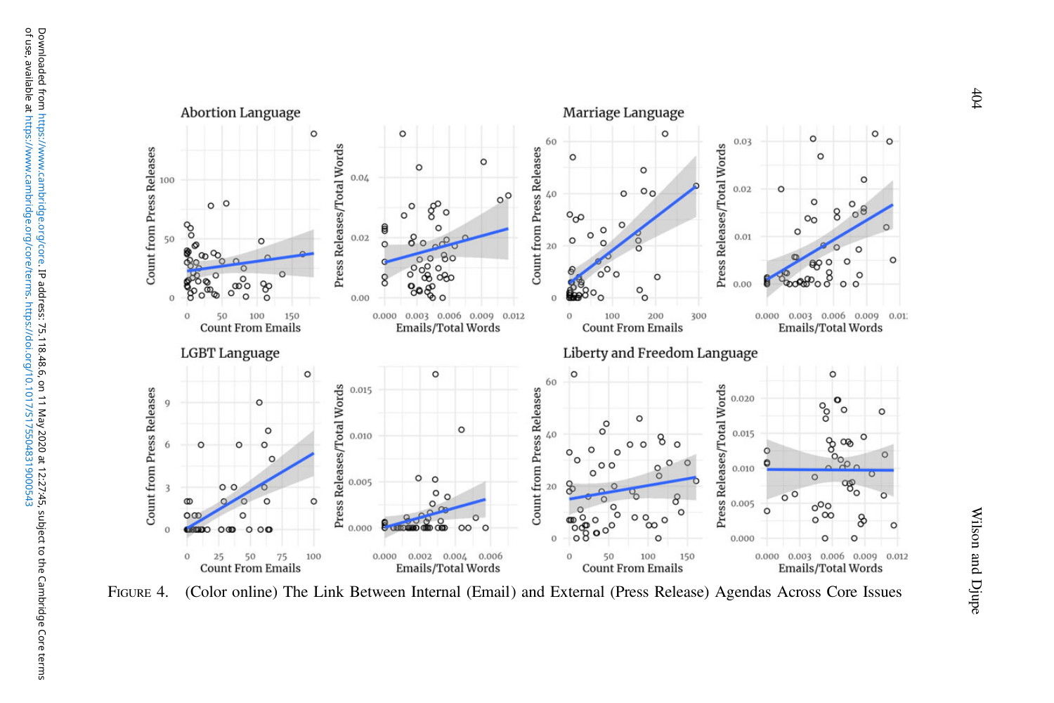FIGURE 4. (Color online) The Link Between Internal (Email) and External (Press Release) Agendas Across Core Issues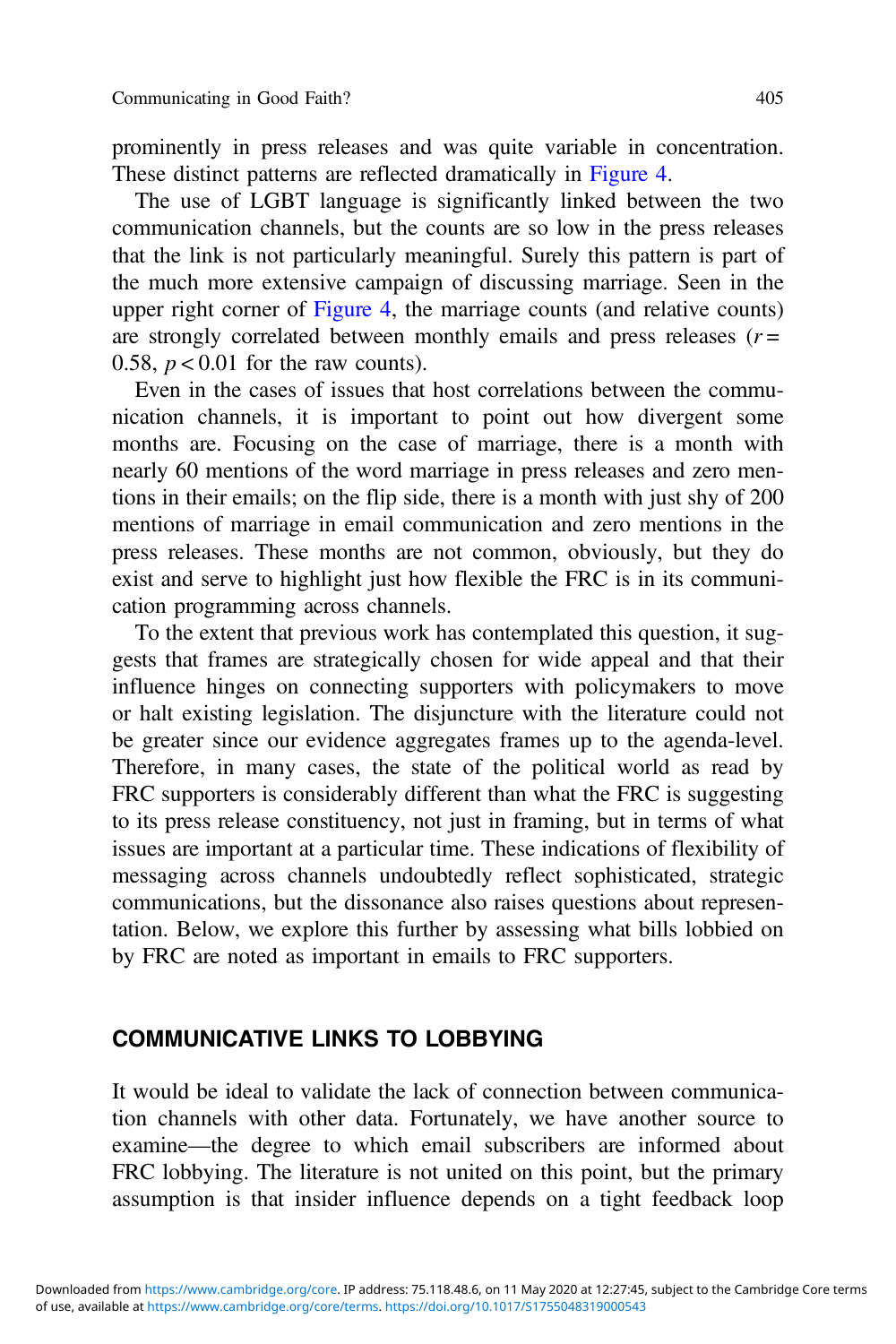prominently in press releases and was quite variable in concentration. These distinct patterns are reflected dramatically in Figure 4.

The use of LGBT language is significantly linked between the two communication channels, but the counts are so low in the press releases that the link is not particularly meaningful. Surely this pattern is part of the much more extensive campaign of discussing marriage. Seen in the upper right corner of Figure 4, the marriage counts (and relative counts) are strongly correlated between monthly emails and press releases ($r = 0.58$, $p < 0.01$ for the raw counts).

Even in the cases of issues that host correlations between the communication channels, it is important to point out how divergent some months are. Focusing on the case of marriage, there is a month with nearly 60 mentions of the word marriage in press releases and zero mentions in their emails; on the flip side, there is a month with just shy of 200 mentions of marriage in email communication and zero mentions in the press releases. These months are not common, obviously, but they do exist and serve to highlight just how flexible the FRC is in its communication programming across channels.

To the extent that previous work has contemplated this question, it suggests that frames are strategically chosen for wide appeal and that their influence hinges on connecting supporters with policymakers to move or halt existing legislation. The disjuncture with the literature could not be greater since our evidence aggregates frames up to the agenda-level. Therefore, in many cases, the state of the political world as read by FRC supporters is considerably different than what the FRC is suggesting to its press release constituency, not just in framing, but in terms of what issues are important at a particular time. These indications of flexibility of messaging across channels undoubtedly reflect sophisticated, strategic communications, but the dissonance also raises questions about representation. Below, we explore this further by assessing what bills lobbied on by FRC are noted as important in emails to FRC supporters.

## COMMUNICATIVE LINKS TO LOBBYING

It would be ideal to validate the lack of connection between communication channels with other data. Fortunately, we have another source to examine—the degree to which email subscribers are informed about FRC lobbying. The literature is not united on this point, but the primary assumption is that insider influence depends on a tight feedback loop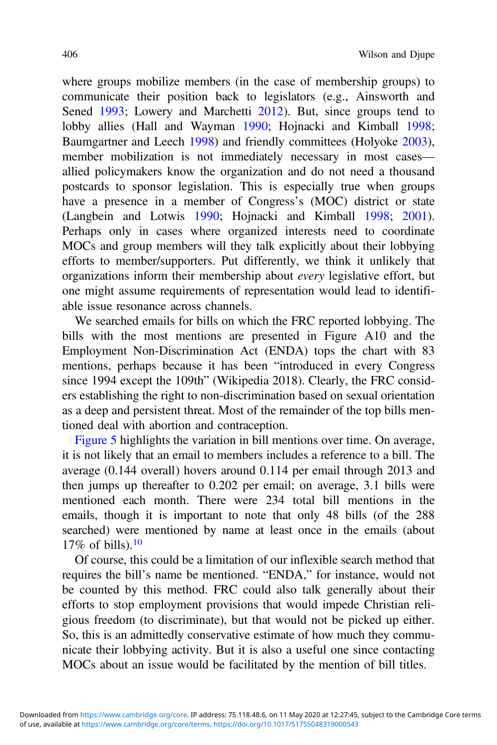where groups mobilize members (in the case of membership groups) to communicate their position back to legislators (e.g., Ainsworth and Sened 1993; Lowery and Marchetti 2012). But, since groups tend to lobby allies (Hall and Wayman 1990; Hojnacki and Kimball 1998; Baumgartner and Leech 1998) and friendly committees (Holyoke 2003), member mobilization is not immediately necessary in most cases—allied policymakers know the organization and do not need a thousand postcards to sponsor legislation. This is especially true when groups have a presence in a member of Congress's (MOC) district or state (Langbein and Lotwis 1990; Hojnacki and Kimball 1998; 2001). Perhaps only in cases where organized interests need to coordinate MOCs and group members will they talk explicitly about their lobbying efforts to member/supporters. Put differently, we think it unlikely that organizations inform their membership about *every* legislative effort, but one might assume requirements of representation would lead to identifiable issue resonance across channels.

We searched emails for bills on which the FRC reported lobbying. The bills with the most mentions are presented in Figure A10 and the Employment Non-Discrimination Act (ENDA) tops the chart with 83 mentions, perhaps because it has been "introduced in every Congress since 1994 except the 109th" (Wikipedia 2018). Clearly, the FRC considers establishing the right to non-discrimination based on sexual orientation as a deep and persistent threat. Most of the remainder of the top bills mentioned deal with abortion and contraception.

Figure 5 highlights the variation in bill mentions over time. On average, it is not likely that an email to members includes a reference to a bill. The average (0.144 overall) hovers around 0.114 per email through 2013 and then jumps up thereafter to 0.202 per email; on average, 3.1 bills were mentioned each month. There were 234 total bill mentions in the emails, though it is important to note that only 48 bills (of the 288 searched) were mentioned by name at least once in the emails (about 17% of bills).[10]

Of course, this could be a limitation of our inflexible search method that requires the bill's name be mentioned. "ENDA," for instance, would not be counted by this method. FRC could also talk generally about their efforts to stop employment provisions that would impede Christian religious freedom (to discriminate), but that would not be picked up either. So, this is an admittedly conservative estimate of how much they communicate their lobbying activity. But it is also a useful one since contacting MOCs about an issue would be facilitated by the mention of bill titles.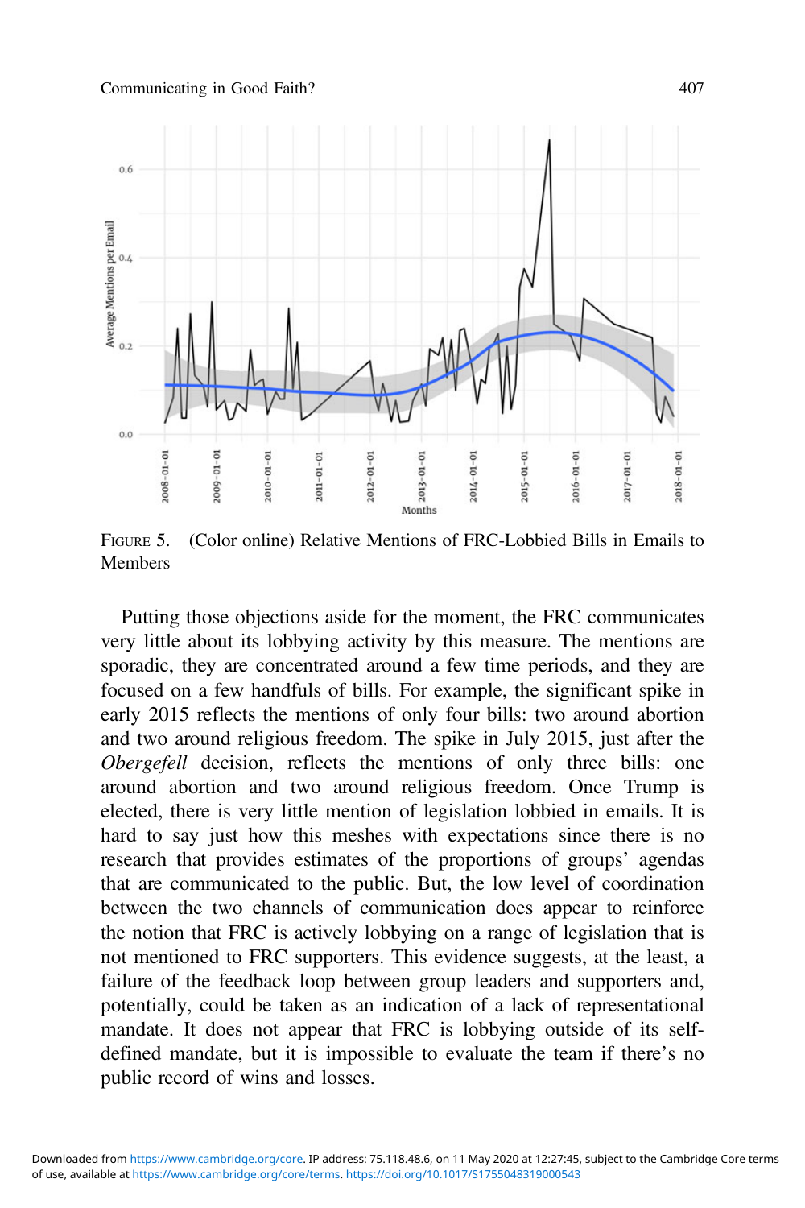FIGURE 5. (Color online) Relative Mentions of FRC-Lobbied Bills in Emails to Members

Putting those objections aside for the moment, the FRC communicates very little about its lobbying activity by this measure. The mentions are sporadic, they are concentrated around a few time periods, and they are focused on a few handfuls of bills. For example, the significant spike in early 2015 reflects the mentions of only four bills: two around abortion and two around religious freedom. The spike in July 2015, just after the *Obergefell* decision, reflects the mentions of only three bills: one around abortion and two around religious freedom. Once Trump is elected, there is very little mention of legislation lobbied in emails. It is hard to say just how this meshes with expectations since there is no research that provides estimates of the proportions of groups' agendas that are communicated to the public. But, the low level of coordination between the two channels of communication does appear to reinforce the notion that FRC is actively lobbying on a range of legislation that is not mentioned to FRC supporters. This evidence suggests, at the least, a failure of the feedback loop between group leaders and supporters and, potentially, could be taken as an indication of a lack of representational mandate. It does not appear that FRC is lobbying outside of its self-defined mandate, but it is impossible to evaluate the team if there's no public record of wins and losses.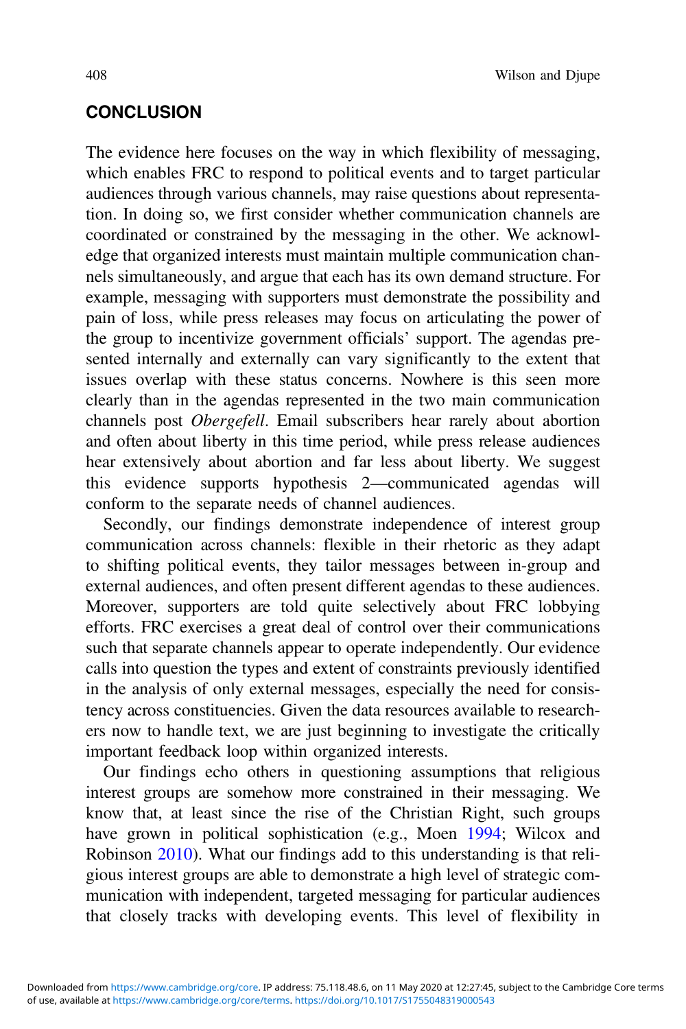## CONCLUSION

The evidence here focuses on the way in which flexibility of messaging, which enables FRC to respond to political events and to target particular audiences through various channels, may raise questions about representation. In doing so, we first consider whether communication channels are coordinated or constrained by the messaging in the other. We acknowledge that organized interests must maintain multiple communication channels simultaneously, and argue that each has its own demand structure. For example, messaging with supporters must demonstrate the possibility and pain of loss, while press releases may focus on articulating the power of the group to incentivize government officials' support. The agendas presented internally and externally can vary significantly to the extent that issues overlap with these status concerns. Nowhere is this seen more clearly than in the agendas represented in the two main communication channels post *Obergefell*. Email subscribers hear rarely about abortion and often about liberty in this time period, while press release audiences hear extensively about abortion and far less about liberty. We suggest this evidence supports hypothesis 2—communicated agendas will conform to the separate needs of channel audiences.

Secondly, our findings demonstrate independence of interest group communication across channels: flexible in their rhetoric as they adapt to shifting political events, they tailor messages between in-group and external audiences, and often present different agendas to these audiences. Moreover, supporters are told quite selectively about FRC lobbying efforts. FRC exercises a great deal of control over their communications such that separate channels appear to operate independently. Our evidence calls into question the types and extent of constraints previously identified in the analysis of only external messages, especially the need for consistency across constituencies. Given the data resources available to researchers now to handle text, we are just beginning to investigate the critically important feedback loop within organized interests.

Our findings echo others in questioning assumptions that religious interest groups are somehow more constrained in their messaging. We know that, at least since the rise of the Christian Right, such groups have grown in political sophistication (e.g., Moen 1994; Wilcox and Robinson 2010). What our findings add to this understanding is that religious interest groups are able to demonstrate a high level of strategic communication with independent, targeted messaging for particular audiences that closely tracks with developing events. This level of flexibility in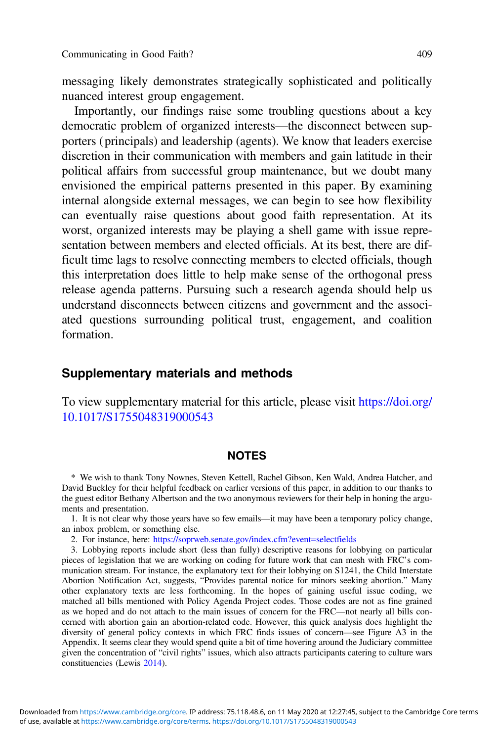messaging likely demonstrates strategically sophisticated and politically nuanced interest group engagement.

Importantly, our findings raise some troubling questions about a key democratic problem of organized interests—the disconnect between supporters (principals) and leadership (agents). We know that leaders exercise discretion in their communication with members and gain latitude in their political affairs from successful group maintenance, but we doubt many envisioned the empirical patterns presented in this paper. By examining internal alongside external messages, we can begin to see how flexibility can eventually raise questions about good faith representation. At its worst, organized interests may be playing a shell game with issue representation between members and elected officials. At its best, there are difficult time lags to resolve connecting members to elected officials, though this interpretation does little to help make sense of the orthogonal press release agenda patterns. Pursuing such a research agenda should help us understand disconnects between citizens and government and the associated questions surrounding political trust, engagement, and coalition formation.

## Supplementary materials and methods

To view supplementary material for this article, please visit https://doi.org/10.1017/S1755048319000543

## NOTES

* We wish to thank Tony Nownes, Steven Kettell, Rachel Gibson, Ken Wald, Andrea Hatcher, and David Buckley for their helpful feedback on earlier versions of this paper, in addition to our thanks to the guest editor Bethany Albertson and the two anonymous reviewers for their help in honing the arguments and presentation.

1. It is not clear why those years have so few emails—it may have been a temporary policy change, an inbox problem, or something else.

2. For instance, here: https://soprweb.senate.gov/index.cfm?event=selectfields

3. Lobbying reports include short (less than fully) descriptive reasons for lobbying on particular pieces of legislation that we are working on coding for future work that can mesh with FRC's communication stream. For instance, the explanatory text for their lobbying on S1241, the Child Interstate Abortion Notification Act, suggests, "Provides parental notice for minors seeking abortion." Many other explanatory texts are less forthcoming. In the hopes of gaining useful issue coding, we matched all bills mentioned with Policy Agenda Project codes. Those codes are not as fine grained as we hoped and do not attach to the main issues of concern for the FRC—not nearly all bills concerned with abortion gain an abortion-related code. However, this quick analysis does highlight the diversity of general policy contexts in which FRC finds issues of concern—see Figure A3 in the Appendix. It seems clear they would spend quite a bit of time hovering around the Judiciary committee given the concentration of "civil rights" issues, which also attracts participants catering to culture wars constituencies (Lewis 2014).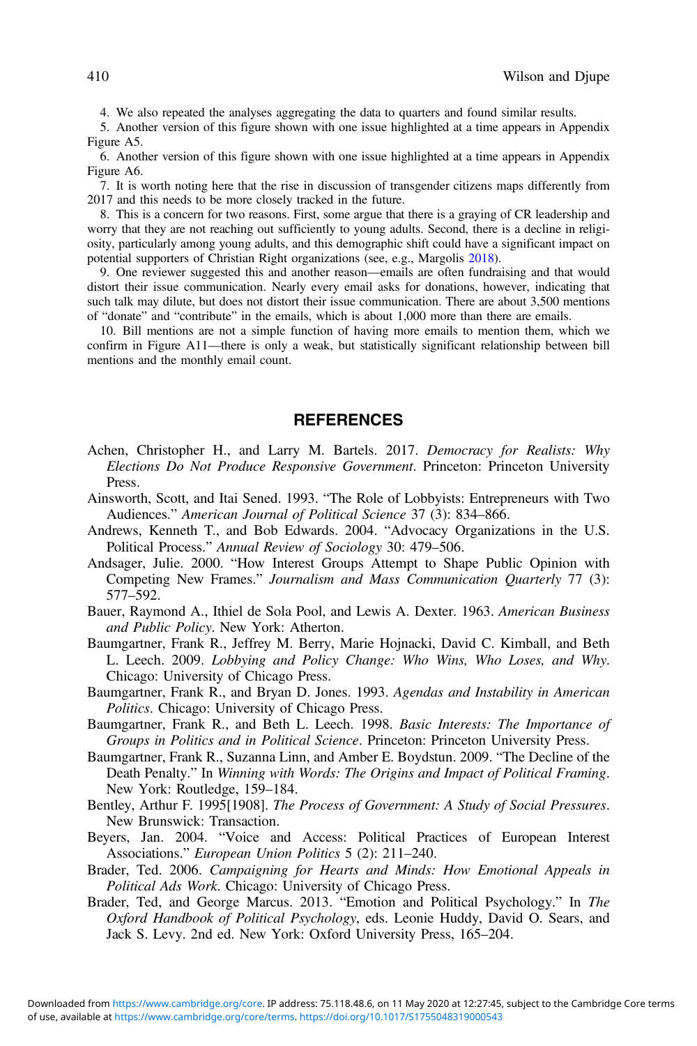4. We also repeated the analyses aggregating the data to quarters and found similar results.

5. Another version of this figure shown with one issue highlighted at a time appears in Appendix Figure A5.

6. Another version of this figure shown with one issue highlighted at a time appears in Appendix Figure A6.

7. It is worth noting here that the rise in discussion of transgender citizens maps differently from 2017 and this needs to be more closely tracked in the future.

8. This is a concern for two reasons. First, some argue that there is a graying of CR leadership and worry that they are not reaching out sufficiently to young adults. Second, there is a decline in religiosity, particularly among young adults, and this demographic shift could have a significant impact on potential supporters of Christian Right organizations (see, e.g., Margolis 2018).

9. One reviewer suggested this and another reason—emails are often fundraising and that would distort their issue communication. Nearly every email asks for donations, however, indicating that such talk may dilute, but does not distort their issue communication. There are about 3,500 mentions of "donate" and "contribute" in the emails, which is about 1,000 more than there are emails.

10. Bill mentions are not a simple function of having more emails to mention them, which we confirm in Figure A11—there is only a weak, but statistically significant relationship between bill mentions and the monthly email count.

## REFERENCES

Achen, Christopher H., and Larry M. Bartels. 2017. *Democracy for Realists: Why Elections Do Not Produce Responsive Government*. Princeton: Princeton University Press.

Ainsworth, Scott, and Itai Sened. 1993. "The Role of Lobbyists: Entrepreneurs with Two Audiences." *American Journal of Political Science* 37 (3): 834–866.

Andrews, Kenneth T., and Bob Edwards. 2004. "Advocacy Organizations in the U.S. Political Process." *Annual Review of Sociology* 30: 479–506.

Andsager, Julie. 2000. "How Interest Groups Attempt to Shape Public Opinion with Competing New Frames." *Journalism and Mass Communication Quarterly* 77 (3): 577–592.

Bauer, Raymond A., Ithiel de Sola Pool, and Lewis A. Dexter. 1963. *American Business and Public Policy*. New York: Atherton.

Baumgartner, Frank R., Jeffrey M. Berry, Marie Hojnacki, David C. Kimball, and Beth L. Leech. 2009. *Lobbying and Policy Change: Who Wins, Who Loses, and Why*. Chicago: University of Chicago Press.

Baumgartner, Frank R., and Bryan D. Jones. 1993. *Agendas and Instability in American Politics*. Chicago: University of Chicago Press.

Baumgartner, Frank R., and Beth L. Leech. 1998. *Basic Interests: The Importance of Groups in Politics and in Political Science*. Princeton: Princeton University Press.

Baumgartner, Frank R., Suzanna Linn, and Amber E. Boydstun. 2009. "The Decline of the Death Penalty." In *Winning with Words: The Origins and Impact of Political Framing*. New York: Routledge, 159–184.

Bentley, Arthur F. 1995[1908]. *The Process of Government: A Study of Social Pressures*. New Brunswick: Transaction.

Beyers, Jan. 2004. "Voice and Access: Political Practices of European Interest Associations." *European Union Politics* 5 (2): 211–240.

Brader, Ted. 2006. *Campaigning for Hearts and Minds: How Emotional Appeals in Political Ads Work*. Chicago: University of Chicago Press.

Brader, Ted, and George Marcus. 2013. "Emotion and Political Psychology." In *The Oxford Handbook of Political Psychology*, eds. Leonie Huddy, David O. Sears, and Jack S. Levy. 2nd ed. New York: Oxford University Press, 165–204.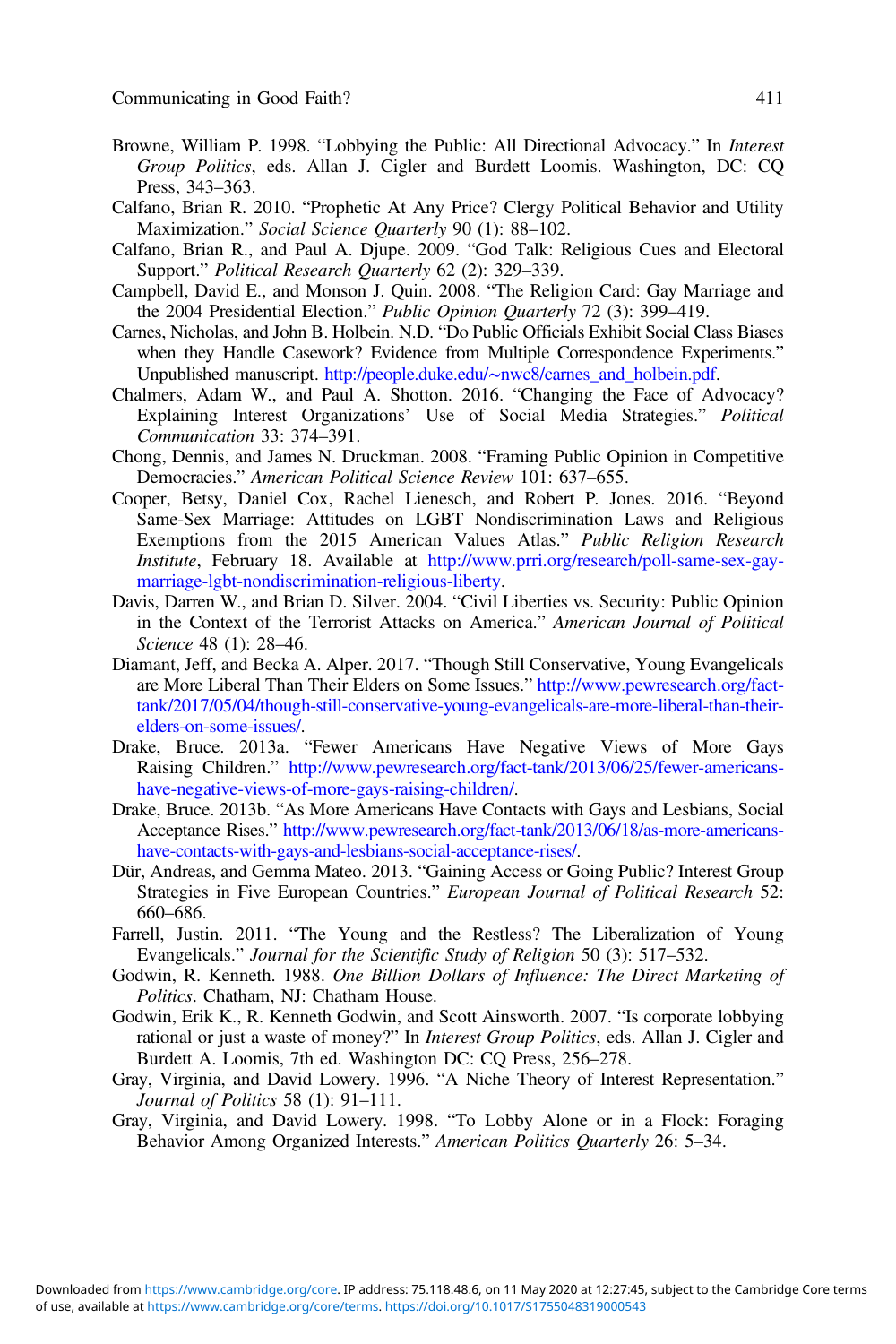Browne, William P. 1998. "Lobbying the Public: All Directional Advocacy." In *Interest Group Politics*, eds. Allan J. Cigler and Burdett Loomis. Washington, DC: CQ Press, 343–363.

Calfano, Brian R. 2010. "Prophetic At Any Price? Clergy Political Behavior and Utility Maximization." *Social Science Quarterly* 90 (1): 88–102.

Calfano, Brian R., and Paul A. Djupe. 2009. "God Talk: Religious Cues and Electoral Support." *Political Research Quarterly* 62 (2): 329–339.

Campbell, David E., and Monson J. Quin. 2008. "The Religion Card: Gay Marriage and the 2004 Presidential Election." *Public Opinion Quarterly* 72 (3): 399–419.

Carnes, Nicholas, and John B. Holbein. N.D. "Do Public Officials Exhibit Social Class Biases when they Handle Casework? Evidence from Multiple Correspondence Experiments." Unpublished manuscript. http://people.duke.edu/~nwc8/carnes_and_holbein.pdf.

Chalmers, Adam W., and Paul A. Shotton. 2016. "Changing the Face of Advocacy? Explaining Interest Organizations' Use of Social Media Strategies." *Political Communication* 33: 374–391.

Chong, Dennis, and James N. Druckman. 2008. "Framing Public Opinion in Competitive Democracies." *American Political Science Review* 101: 637–655.

Cooper, Betsy, Daniel Cox, Rachel Lienesch, and Robert P. Jones. 2016. "Beyond Same-Sex Marriage: Attitudes on LGBT Nondiscrimination Laws and Religious Exemptions from the 2015 American Values Atlas." *Public Religion Research Institute*, February 18. Available at http://www.prri.org/research/poll-same-sex-gay-marriage-lgbt-nondiscrimination-religious-liberty.

Davis, Darren W., and Brian D. Silver. 2004. "Civil Liberties vs. Security: Public Opinion in the Context of the Terrorist Attacks on America." *American Journal of Political Science* 48 (1): 28–46.

Diamant, Jeff, and Becka A. Alper. 2017. "Though Still Conservative, Young Evangelicals are More Liberal Than Their Elders on Some Issues." http://www.pewresearch.org/fact-tank/2017/05/04/though-still-conservative-young-evangelicals-are-more-liberal-than-their-elders-on-some-issues/.

Drake, Bruce. 2013a. "Fewer Americans Have Negative Views of More Gays Raising Children." http://www.pewresearch.org/fact-tank/2013/06/25/fewer-americans-have-negative-views-of-more-gays-raising-children/.

Drake, Bruce. 2013b. "As More Americans Have Contacts with Gays and Lesbians, Social Acceptance Rises." http://www.pewresearch.org/fact-tank/2013/06/18/as-more-americans-have-contacts-with-gays-and-lesbians-social-acceptance-rises/.

Dür, Andreas, and Gemma Mateo. 2013. "Gaining Access or Going Public? Interest Group Strategies in Five European Countries." *European Journal of Political Research* 52: 660–686.

Farrell, Justin. 2011. "The Young and the Restless? The Liberalization of Young Evangelicals." *Journal for the Scientific Study of Religion* 50 (3): 517–532.

Godwin, R. Kenneth. 1988. *One Billion Dollars of Influence: The Direct Marketing of Politics*. Chatham, NJ: Chatham House.

Godwin, Erik K., R. Kenneth Godwin, and Scott Ainsworth. 2007. "Is corporate lobbying rational or just a waste of money?" In *Interest Group Politics*, eds. Allan J. Cigler and Burdett A. Loomis, 7th ed. Washington DC: CQ Press, 256–278.

Gray, Virginia, and David Lowery. 1996. "A Niche Theory of Interest Representation." *Journal of Politics* 58 (1): 91–111.

Gray, Virginia, and David Lowery. 1998. "To Lobby Alone or in a Flock: Foraging Behavior Among Organized Interests." *American Politics Quarterly* 26: 5–34.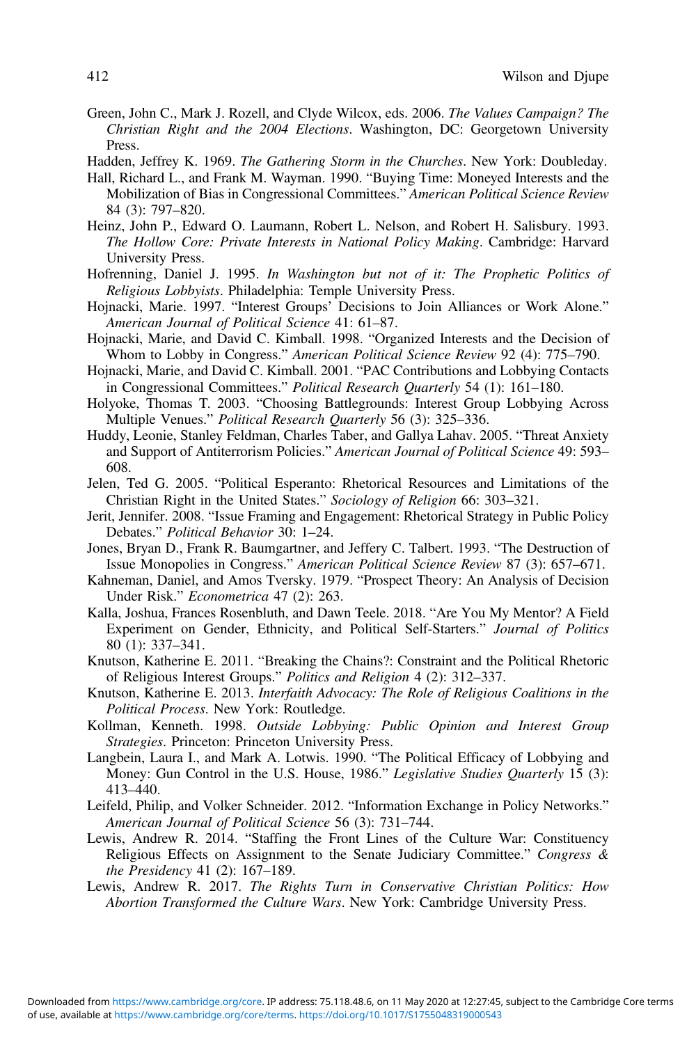Green, John C., Mark J. Rozell, and Clyde Wilcox, eds. 2006. *The Values Campaign? The Christian Right and the 2004 Elections*. Washington, DC: Georgetown University Press.

Hadden, Jeffrey K. 1969. *The Gathering Storm in the Churches*. New York: Doubleday.

Hall, Richard L., and Frank M. Wayman. 1990. "Buying Time: Moneyed Interests and the Mobilization of Bias in Congressional Committees." *American Political Science Review* 84 (3): 797–820.

Heinz, John P., Edward O. Laumann, Robert L. Nelson, and Robert H. Salisbury. 1993. *The Hollow Core: Private Interests in National Policy Making*. Cambridge: Harvard University Press.

Hofrenning, Daniel J. 1995. *In Washington but not of it: The Prophetic Politics of Religious Lobbyists*. Philadelphia: Temple University Press.

Hojnacki, Marie. 1997. "Interest Groups' Decisions to Join Alliances or Work Alone." *American Journal of Political Science* 41: 61–87.

Hojnacki, Marie, and David C. Kimball. 1998. "Organized Interests and the Decision of Whom to Lobby in Congress." *American Political Science Review* 92 (4): 775–790.

Hojnacki, Marie, and David C. Kimball. 2001. "PAC Contributions and Lobbying Contacts in Congressional Committees." *Political Research Quarterly* 54 (1): 161–180.

Holyoke, Thomas T. 2003. "Choosing Battlegrounds: Interest Group Lobbying Across Multiple Venues." *Political Research Quarterly* 56 (3): 325–336.

Huddy, Leonie, Stanley Feldman, Charles Taber, and Gallya Lahav. 2005. "Threat Anxiety and Support of Antiterrorism Policies." *American Journal of Political Science* 49: 593–608.

Jelen, Ted G. 2005. "Political Esperanto: Rhetorical Resources and Limitations of the Christian Right in the United States." *Sociology of Religion* 66: 303–321.

Jerit, Jennifer. 2008. "Issue Framing and Engagement: Rhetorical Strategy in Public Policy Debates." *Political Behavior* 30: 1–24.

Jones, Bryan D., Frank R. Baumgartner, and Jeffery C. Talbert. 1993. "The Destruction of Issue Monopolies in Congress." *American Political Science Review* 87 (3): 657–671.

Kahneman, Daniel, and Amos Tversky. 1979. "Prospect Theory: An Analysis of Decision Under Risk." *Econometrica* 47 (2): 263.

Kalla, Joshua, Frances Rosenbluth, and Dawn Teele. 2018. "Are You My Mentor? A Field Experiment on Gender, Ethnicity, and Political Self-Starters." *Journal of Politics* 80 (1): 337–341.

Knutson, Katherine E. 2011. "Breaking the Chains?: Constraint and the Political Rhetoric of Religious Interest Groups." *Politics and Religion* 4 (2): 312–337.

Knutson, Katherine E. 2013. *Interfaith Advocacy: The Role of Religious Coalitions in the Political Process*. New York: Routledge.

Kollman, Kenneth. 1998. *Outside Lobbying: Public Opinion and Interest Group Strategies*. Princeton: Princeton University Press.

Langbein, Laura I., and Mark A. Lotwis. 1990. "The Political Efficacy of Lobbying and Money: Gun Control in the U.S. House, 1986." *Legislative Studies Quarterly* 15 (3): 413–440.

Leifeld, Philip, and Volker Schneider. 2012. "Information Exchange in Policy Networks." *American Journal of Political Science* 56 (3): 731–744.

Lewis, Andrew R. 2014. "Staffing the Front Lines of the Culture War: Constituency Religious Effects on Assignment to the Senate Judiciary Committee." *Congress & the Presidency* 41 (2): 167–189.

Lewis, Andrew R. 2017. *The Rights Turn in Conservative Christian Politics: How Abortion Transformed the Culture Wars*. New York: Cambridge University Press.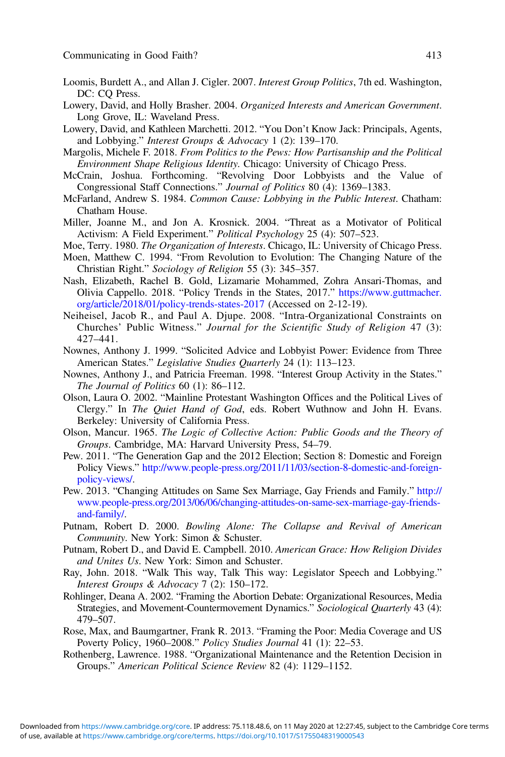Loomis, Burdett A., and Allan J. Cigler. 2007. *Interest Group Politics*, 7th ed. Washington, DC: CQ Press.

Lowery, David, and Holly Brasher. 2004. *Organized Interests and American Government*. Long Grove, IL: Waveland Press.

Lowery, David, and Kathleen Marchetti. 2012. "You Don't Know Jack: Principals, Agents, and Lobbying." *Interest Groups & Advocacy* 1 (2): 139–170.

Margolis, Michele F. 2018. *From Politics to the Pews: How Partisanship and the Political Environment Shape Religious Identity*. Chicago: University of Chicago Press.

McCrain, Joshua. Forthcoming. "Revolving Door Lobbyists and the Value of Congressional Staff Connections." *Journal of Politics* 80 (4): 1369–1383.

McFarland, Andrew S. 1984. *Common Cause: Lobbying in the Public Interest*. Chatham: Chatham House.

Miller, Joanne M., and Jon A. Krosnick. 2004. "Threat as a Motivator of Political Activism: A Field Experiment." *Political Psychology* 25 (4): 507–523.

Moe, Terry. 1980. *The Organization of Interests*. Chicago, IL: University of Chicago Press.

Moen, Matthew C. 1994. "From Revolution to Evolution: The Changing Nature of the Christian Right." *Sociology of Religion* 55 (3): 345–357.

Nash, Elizabeth, Rachel B. Gold, Lizamarie Mohammed, Zohra Ansari-Thomas, and Olivia Cappello. 2018. "Policy Trends in the States, 2017." https://www.guttmacher.org/article/2018/01/policy-trends-states-2017 (Accessed on 2-12-19).

Neiheisel, Jacob R., and Paul A. Djupe. 2008. "Intra-Organizational Constraints on Churches' Public Witness." *Journal for the Scientific Study of Religion* 47 (3): 427–441.

Nownes, Anthony J. 1999. "Solicited Advice and Lobbyist Power: Evidence from Three American States." *Legislative Studies Quarterly* 24 (1): 113–123.

Nownes, Anthony J., and Patricia Freeman. 1998. "Interest Group Activity in the States." *The Journal of Politics* 60 (1): 86–112.

Olson, Laura O. 2002. "Mainline Protestant Washington Offices and the Political Lives of Clergy." In *The Quiet Hand of God*, eds. Robert Wuthnow and John H. Evans. Berkeley: University of California Press.

Olson, Mancur. 1965. *The Logic of Collective Action: Public Goods and the Theory of Groups*. Cambridge, MA: Harvard University Press, 54–79.

Pew. 2011. "The Generation Gap and the 2012 Election; Section 8: Domestic and Foreign Policy Views." http://www.people-press.org/2011/11/03/section-8-domestic-and-foreign-policy-views/.

Pew. 2013. "Changing Attitudes on Same Sex Marriage, Gay Friends and Family." http://www.people-press.org/2013/06/06/changing-attitudes-on-same-sex-marriage-gay-friends-and-family/.

Putnam, Robert D. 2000. *Bowling Alone: The Collapse and Revival of American Community*. New York: Simon & Schuster.

Putnam, Robert D., and David E. Campbell. 2010. *American Grace: How Religion Divides and Unites Us*. New York: Simon and Schuster.

Ray, John. 2018. "Walk This way, Talk This way: Legislator Speech and Lobbying." *Interest Groups & Advocacy* 7 (2): 150–172.

Rohlinger, Deana A. 2002. "Framing the Abortion Debate: Organizational Resources, Media Strategies, and Movement-Countermovement Dynamics." *Sociological Quarterly* 43 (4): 479–507.

Rose, Max, and Baumgartner, Frank R. 2013. "Framing the Poor: Media Coverage and US Poverty Policy, 1960–2008." *Policy Studies Journal* 41 (1): 22–53.

Rothenberg, Lawrence. 1988. "Organizational Maintenance and the Retention Decision in Groups." *American Political Science Review* 82 (4): 1129–1152.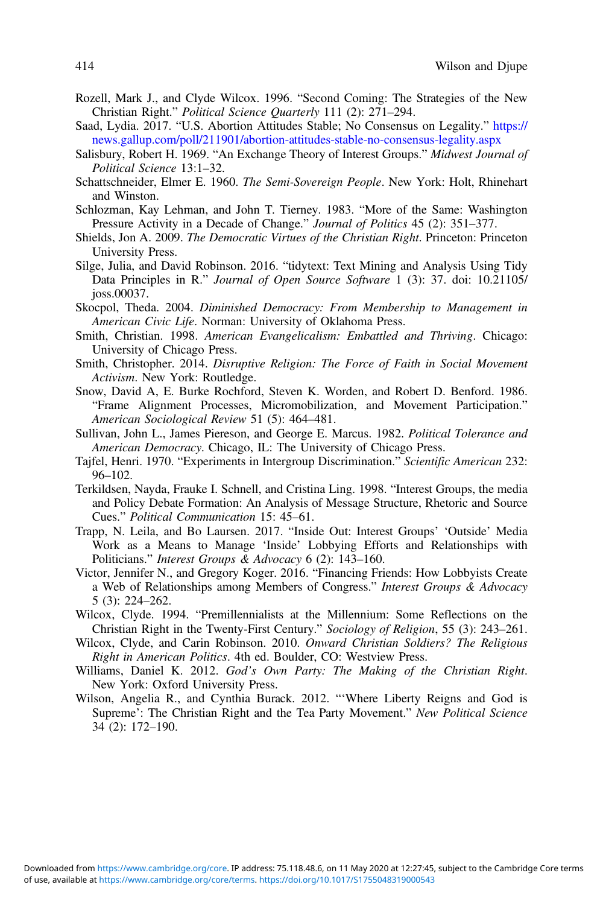Rozell, Mark J., and Clyde Wilcox. 1996. "Second Coming: The Strategies of the New Christian Right." *Political Science Quarterly* 111 (2): 271–294.

Saad, Lydia. 2017. "U.S. Abortion Attitudes Stable; No Consensus on Legality." https://news.gallup.com/poll/211901/abortion-attitudes-stable-no-consensus-legality.aspx

Salisbury, Robert H. 1969. "An Exchange Theory of Interest Groups." *Midwest Journal of Political Science* 13:1–32.

Schattschneider, Elmer E. 1960. *The Semi-Sovereign People*. New York: Holt, Rhinehart and Winston.

Schlozman, Kay Lehman, and John T. Tierney. 1983. "More of the Same: Washington Pressure Activity in a Decade of Change." *Journal of Politics* 45 (2): 351–377.

Shields, Jon A. 2009. *The Democratic Virtues of the Christian Right*. Princeton: Princeton University Press.

Silge, Julia, and David Robinson. 2016. "tidytext: Text Mining and Analysis Using Tidy Data Principles in R." *Journal of Open Source Software* 1 (3): 37. doi: 10.21105/joss.00037.

Skocpol, Theda. 2004. *Diminished Democracy: From Membership to Management in American Civic Life*. Norman: University of Oklahoma Press.

Smith, Christian. 1998. *American Evangelicalism: Embattled and Thriving*. Chicago: University of Chicago Press.

Smith, Christopher. 2014. *Disruptive Religion: The Force of Faith in Social Movement Activism*. New York: Routledge.

Snow, David A, E. Burke Rochford, Steven K. Worden, and Robert D. Benford. 1986. "Frame Alignment Processes, Micromobilization, and Movement Participation." *American Sociological Review* 51 (5): 464–481.

Sullivan, John L., James Piereson, and George E. Marcus. 1982. *Political Tolerance and American Democracy*. Chicago, IL: The University of Chicago Press.

Tajfel, Henri. 1970. "Experiments in Intergroup Discrimination." *Scientific American* 232: 96–102.

Terkildsen, Nayda, Frauke I. Schnell, and Cristina Ling. 1998. "Interest Groups, the media and Policy Debate Formation: An Analysis of Message Structure, Rhetoric and Source Cues." *Political Communication* 15: 45–61.

Trapp, N. Leila, and Bo Laursen. 2017. "Inside Out: Interest Groups' 'Outside' Media Work as a Means to Manage 'Inside' Lobbying Efforts and Relationships with Politicians." *Interest Groups & Advocacy* 6 (2): 143–160.

Victor, Jennifer N., and Gregory Koger. 2016. "Financing Friends: How Lobbyists Create a Web of Relationships among Members of Congress." *Interest Groups & Advocacy* 5 (3): 224–262.

Wilcox, Clyde. 1994. "Premillennialists at the Millennium: Some Reflections on the Christian Right in the Twenty-First Century." *Sociology of Religion*, 55 (3): 243–261.

Wilcox, Clyde, and Carin Robinson. 2010. *Onward Christian Soldiers? The Religious Right in American Politics*. 4th ed. Boulder, CO: Westview Press.

Williams, Daniel K. 2012. *God's Own Party: The Making of the Christian Right*. New York: Oxford University Press.

Wilson, Angelia R., and Cynthia Burack. 2012. "'Where Liberty Reigns and God is Supreme': The Christian Right and the Tea Party Movement." *New Political Science* 34 (2): 172–190.